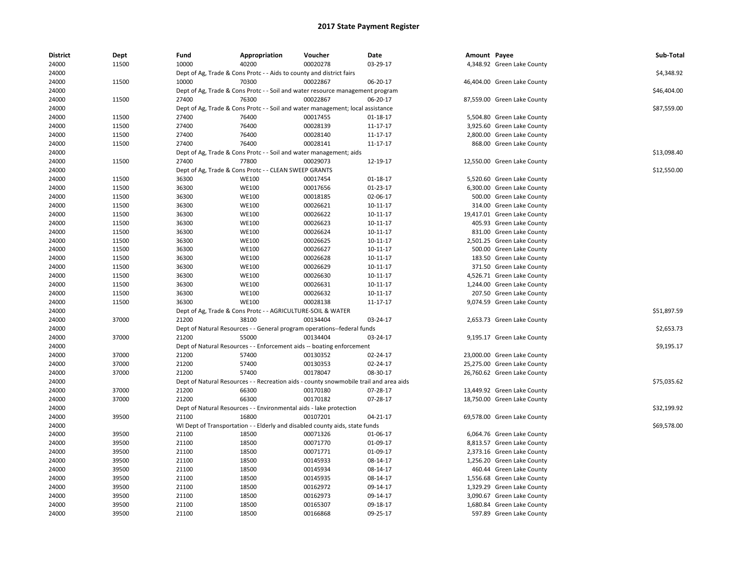# 2017 State Payment Register

| District | Dept | Fund | Appropriation | Voucher | Date | Amount | Payee | Sub-Total |
|---|---|---|---|---|---|---|---|---|
| 24000 | 11500 | 10000 | 40200 | 00020278 | 03-29-17 | 4,348.92 | Green Lake County | |
| 24000 | | Dept of Ag, Trade & Cons Protc - - Aids to county and district fairs | | | | | | $4,348.92 |
| 24000 | 11500 | 10000 | 70300 | 00022867 | 06-20-17 | 46,404.00 | Green Lake County | |
| 24000 | | Dept of Ag, Trade & Cons Protc - - Soil and water resource management program | | | | | | $46,404.00 |
| 24000 | 11500 | 27400 | 76300 | 00022867 | 06-20-17 | 87,559.00 | Green Lake County | |
| 24000 | | Dept of Ag, Trade & Cons Protc - - Soil and water management; local assistance | | | | | | $87,559.00 |
| 24000 | 11500 | 27400 | 76400 | 00017455 | 01-18-17 | 5,504.80 | Green Lake County | |
| 24000 | 11500 | 27400 | 76400 | 00028139 | 11-17-17 | 3,925.60 | Green Lake County | |
| 24000 | 11500 | 27400 | 76400 | 00028140 | 11-17-17 | 2,800.00 | Green Lake County | |
| 24000 | 11500 | 27400 | 76400 | 00028141 | 11-17-17 | 868.00 | Green Lake County | |
| 24000 | | Dept of Ag, Trade & Cons Protc - - Soil and water management; aids | | | | | | $13,098.40 |
| 24000 | 11500 | 27400 | 77800 | 00029073 | 12-19-17 | 12,550.00 | Green Lake County | |
| 24000 | | Dept of Ag, Trade & Cons Protc - - CLEAN SWEEP GRANTS | | | | | | $12,550.00 |
| 24000 | 11500 | 36300 | WE100 | 00017454 | 01-18-17 | 5,520.60 | Green Lake County | |
| 24000 | 11500 | 36300 | WE100 | 00017656 | 01-23-17 | 6,300.00 | Green Lake County | |
| 24000 | 11500 | 36300 | WE100 | 00018185 | 02-06-17 | 500.00 | Green Lake County | |
| 24000 | 11500 | 36300 | WE100 | 00026621 | 10-11-17 | 314.00 | Green Lake County | |
| 24000 | 11500 | 36300 | WE100 | 00026622 | 10-11-17 | 19,417.01 | Green Lake County | |
| 24000 | 11500 | 36300 | WE100 | 00026623 | 10-11-17 | 405.93 | Green Lake County | |
| 24000 | 11500 | 36300 | WE100 | 00026624 | 10-11-17 | 831.00 | Green Lake County | |
| 24000 | 11500 | 36300 | WE100 | 00026625 | 10-11-17 | 2,501.25 | Green Lake County | |
| 24000 | 11500 | 36300 | WE100 | 00026627 | 10-11-17 | 500.00 | Green Lake County | |
| 24000 | 11500 | 36300 | WE100 | 00026628 | 10-11-17 | 183.50 | Green Lake County | |
| 24000 | 11500 | 36300 | WE100 | 00026629 | 10-11-17 | 371.50 | Green Lake County | |
| 24000 | 11500 | 36300 | WE100 | 00026630 | 10-11-17 | 4,526.71 | Green Lake County | |
| 24000 | 11500 | 36300 | WE100 | 00026631 | 10-11-17 | 1,244.00 | Green Lake County | |
| 24000 | 11500 | 36300 | WE100 | 00026632 | 10-11-17 | 207.50 | Green Lake County | |
| 24000 | 11500 | 36300 | WE100 | 00028138 | 11-17-17 | 9,074.59 | Green Lake County | |
| 24000 | | Dept of Ag, Trade & Cons Protc - - AGRICULTURE-SOIL & WATER | | | | | | $51,897.59 |
| 24000 | 37000 | 21200 | 38100 | 00134404 | 03-24-17 | 2,653.73 | Green Lake County | |
| 24000 | | Dept of Natural Resources - - General program operations--federal funds | | | | | | $2,653.73 |
| 24000 | 37000 | 21200 | 55000 | 00134404 | 03-24-17 | 9,195.17 | Green Lake County | |
| 24000 | | Dept of Natural Resources - - Enforcement aids -- boating enforcement | | | | | | $9,195.17 |
| 24000 | 37000 | 21200 | 57400 | 00130352 | 02-24-17 | 23,000.00 | Green Lake County | |
| 24000 | 37000 | 21200 | 57400 | 00130353 | 02-24-17 | 25,275.00 | Green Lake County | |
| 24000 | 37000 | 21200 | 57400 | 00178047 | 08-30-17 | 26,760.62 | Green Lake County | |
| 24000 | | Dept of Natural Resources - - Recreation aids - county snowmobile trail and area aids | | | | | | $75,035.62 |
| 24000 | 37000 | 21200 | 66300 | 00170180 | 07-28-17 | 13,449.92 | Green Lake County | |
| 24000 | 37000 | 21200 | 66300 | 00170182 | 07-28-17 | 18,750.00 | Green Lake County | |
| 24000 | | Dept of Natural Resources - - Environmental aids - lake protection | | | | | | $32,199.92 |
| 24000 | 39500 | 21100 | 16800 | 00107201 | 04-21-17 | 69,578.00 | Green Lake County | |
| 24000 | | WI Dept of Transportation - - Elderly and disabled county aids, state funds | | | | | | $69,578.00 |
| 24000 | 39500 | 21100 | 18500 | 00071326 | 01-06-17 | 6,064.76 | Green Lake County | |
| 24000 | 39500 | 21100 | 18500 | 00071770 | 01-09-17 | 8,813.57 | Green Lake County | |
| 24000 | 39500 | 21100 | 18500 | 00071771 | 01-09-17 | 2,373.16 | Green Lake County | |
| 24000 | 39500 | 21100 | 18500 | 00145933 | 08-14-17 | 1,256.20 | Green Lake County | |
| 24000 | 39500 | 21100 | 18500 | 00145934 | 08-14-17 | 460.44 | Green Lake County | |
| 24000 | 39500 | 21100 | 18500 | 00145935 | 08-14-17 | 1,556.68 | Green Lake County | |
| 24000 | 39500 | 21100 | 18500 | 00162972 | 09-14-17 | 1,329.29 | Green Lake County | |
| 24000 | 39500 | 21100 | 18500 | 00162973 | 09-14-17 | 3,090.67 | Green Lake County | |
| 24000 | 39500 | 21100 | 18500 | 00165307 | 09-18-17 | 1,680.84 | Green Lake County | |
| 24000 | 39500 | 21100 | 18500 | 00166868 | 09-25-17 | 597.89 | Green Lake County | |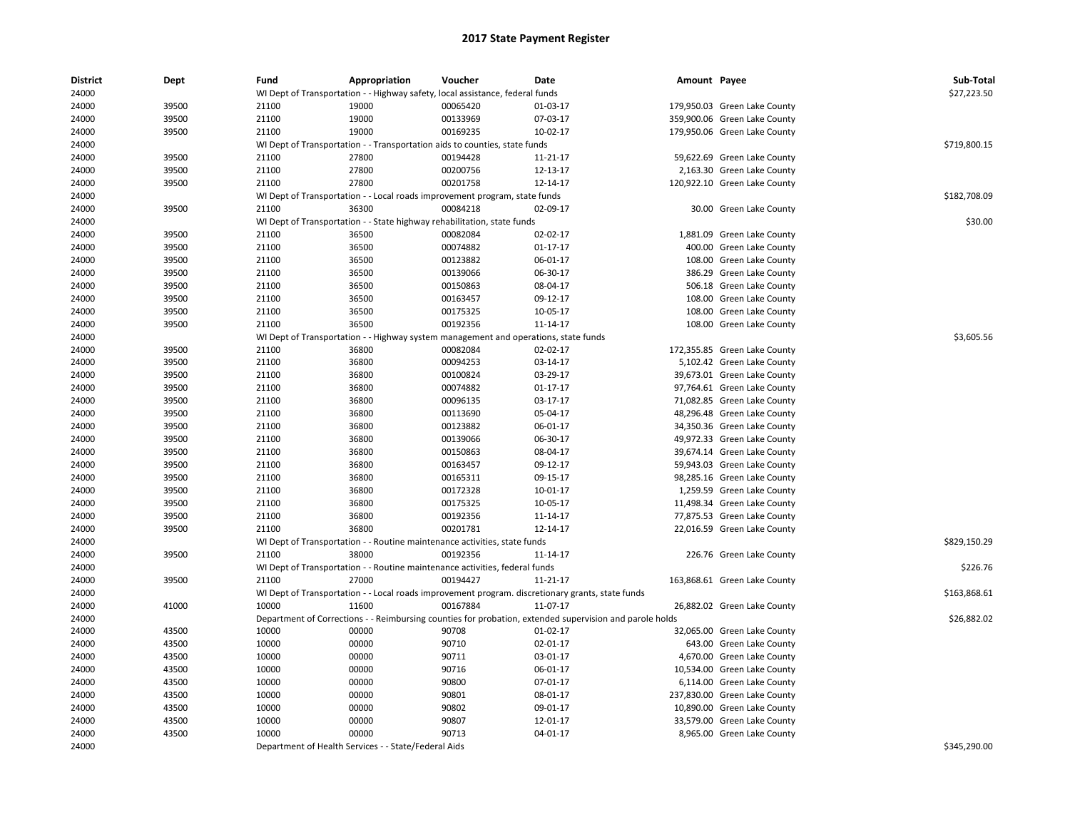# 2017 State Payment Register

| District | Dept | Fund | Appropriation | Voucher | Date | Amount | Payee | Sub-Total |
|---|---|---|---|---|---|---|---|---|
| 24000 | | WI Dept of Transportation - - Highway safety, local assistance, federal funds | | | | | | $27,223.50 |
| 24000 | 39500 | 21100 | 19000 | 00065420 | 01-03-17 | 179,950.03 | Green Lake County | |
| 24000 | 39500 | 21100 | 19000 | 00133969 | 07-03-17 | 359,900.06 | Green Lake County | |
| 24000 | 39500 | 21100 | 19000 | 00169235 | 10-02-17 | 179,950.06 | Green Lake County | |
| 24000 | | WI Dept of Transportation - - Transportation aids to counties, state funds | | | | | | $719,800.15 |
| 24000 | 39500 | 21100 | 27800 | 00194428 | 11-21-17 | 59,622.69 | Green Lake County | |
| 24000 | 39500 | 21100 | 27800 | 00200756 | 12-13-17 | 2,163.30 | Green Lake County | |
| 24000 | 39500 | 21100 | 27800 | 00201758 | 12-14-17 | 120,922.10 | Green Lake County | |
| 24000 | | WI Dept of Transportation - - Local roads improvement program, state funds | | | | | | $182,708.09 |
| 24000 | 39500 | 21100 | 36300 | 00084218 | 02-09-17 | 30.00 | Green Lake County | |
| 24000 | | WI Dept of Transportation - - State highway rehabilitation, state funds | | | | | | $30.00 |
| 24000 | 39500 | 21100 | 36500 | 00082084 | 02-02-17 | 1,881.09 | Green Lake County | |
| 24000 | 39500 | 21100 | 36500 | 00074882 | 01-17-17 | 400.00 | Green Lake County | |
| 24000 | 39500 | 21100 | 36500 | 00123882 | 06-01-17 | 108.00 | Green Lake County | |
| 24000 | 39500 | 21100 | 36500 | 00139066 | 06-30-17 | 386.29 | Green Lake County | |
| 24000 | 39500 | 21100 | 36500 | 00150863 | 08-04-17 | 506.18 | Green Lake County | |
| 24000 | 39500 | 21100 | 36500 | 00163457 | 09-12-17 | 108.00 | Green Lake County | |
| 24000 | 39500 | 21100 | 36500 | 00175325 | 10-05-17 | 108.00 | Green Lake County | |
| 24000 | 39500 | 21100 | 36500 | 00192356 | 11-14-17 | 108.00 | Green Lake County | |
| 24000 | | WI Dept of Transportation - - Highway system management and operations, state funds | | | | | | $3,605.56 |
| 24000 | 39500 | 21100 | 36800 | 00082084 | 02-02-17 | 172,355.85 | Green Lake County | |
| 24000 | 39500 | 21100 | 36800 | 00094253 | 03-14-17 | 5,102.42 | Green Lake County | |
| 24000 | 39500 | 21100 | 36800 | 00100824 | 03-29-17 | 39,673.01 | Green Lake County | |
| 24000 | 39500 | 21100 | 36800 | 00074882 | 01-17-17 | 97,764.61 | Green Lake County | |
| 24000 | 39500 | 21100 | 36800 | 00096135 | 03-17-17 | 71,082.85 | Green Lake County | |
| 24000 | 39500 | 21100 | 36800 | 00113690 | 05-04-17 | 48,296.48 | Green Lake County | |
| 24000 | 39500 | 21100 | 36800 | 00123882 | 06-01-17 | 34,350.36 | Green Lake County | |
| 24000 | 39500 | 21100 | 36800 | 00139066 | 06-30-17 | 49,972.33 | Green Lake County | |
| 24000 | 39500 | 21100 | 36800 | 00150863 | 08-04-17 | 39,674.14 | Green Lake County | |
| 24000 | 39500 | 21100 | 36800 | 00163457 | 09-12-17 | 59,943.03 | Green Lake County | |
| 24000 | 39500 | 21100 | 36800 | 00165311 | 09-15-17 | 98,285.16 | Green Lake County | |
| 24000 | 39500 | 21100 | 36800 | 00172328 | 10-01-17 | 1,259.59 | Green Lake County | |
| 24000 | 39500 | 21100 | 36800 | 00175325 | 10-05-17 | 11,498.34 | Green Lake County | |
| 24000 | 39500 | 21100 | 36800 | 00192356 | 11-14-17 | 77,875.53 | Green Lake County | |
| 24000 | 39500 | 21100 | 36800 | 00201781 | 12-14-17 | 22,016.59 | Green Lake County | |
| 24000 | | WI Dept of Transportation - - Routine maintenance activities, state funds | | | | | | $829,150.29 |
| 24000 | 39500 | 21100 | 38000 | 00192356 | 11-14-17 | 226.76 | Green Lake County | |
| 24000 | | WI Dept of Transportation - - Routine maintenance activities, federal funds | | | | | | $226.76 |
| 24000 | 39500 | 21100 | 27000 | 00194427 | 11-21-17 | 163,868.61 | Green Lake County | |
| 24000 | | WI Dept of Transportation - - Local roads improvement program. discretionary grants, state funds | | | | | | $163,868.61 |
| 24000 | 41000 | 10000 | 11600 | 00167884 | 11-07-17 | 26,882.02 | Green Lake County | |
| 24000 | | Department of Corrections - - Reimbursing counties for probation, extended supervision and parole holds | | | | | | $26,882.02 |
| 24000 | 43500 | 10000 | 00000 | 90708 | 01-02-17 | 32,065.00 | Green Lake County | |
| 24000 | 43500 | 10000 | 00000 | 90710 | 02-01-17 | 643.00 | Green Lake County | |
| 24000 | 43500 | 10000 | 00000 | 90711 | 03-01-17 | 4,670.00 | Green Lake County | |
| 24000 | 43500 | 10000 | 00000 | 90716 | 06-01-17 | 10,534.00 | Green Lake County | |
| 24000 | 43500 | 10000 | 00000 | 90800 | 07-01-17 | 6,114.00 | Green Lake County | |
| 24000 | 43500 | 10000 | 00000 | 90801 | 08-01-17 | 237,830.00 | Green Lake County | |
| 24000 | 43500 | 10000 | 00000 | 90802 | 09-01-17 | 10,890.00 | Green Lake County | |
| 24000 | 43500 | 10000 | 00000 | 90807 | 12-01-17 | 33,579.00 | Green Lake County | |
| 24000 | 43500 | 10000 | 00000 | 90713 | 04-01-17 | 8,965.00 | Green Lake County | |
| 24000 | | Department of Health Services - - State/Federal Aids | | | | | | $345,290.00 |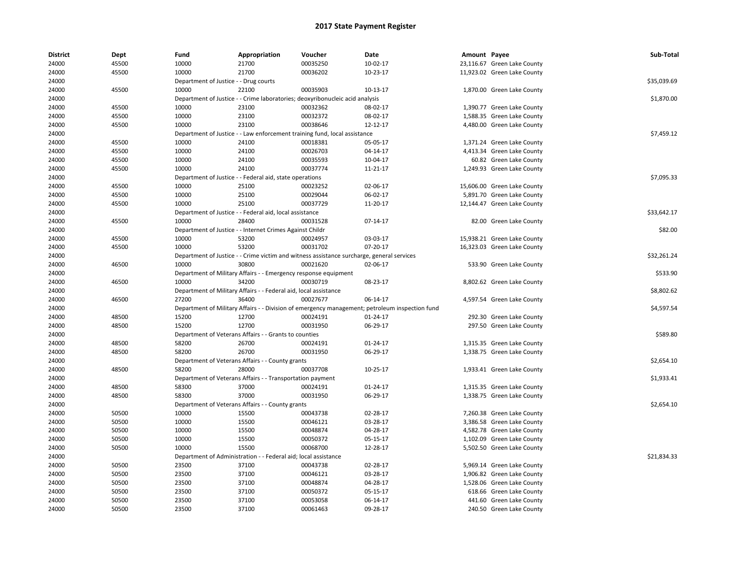# 2017 State Payment Register

| District | Dept | Fund | Appropriation | Voucher | Date | Amount | Payee | Sub-Total |
|---|---|---|---|---|---|---|---|---|
| 24000 | 45500 | 10000 | 21700 | 00035250 | 10-02-17 | 23,116.67 | Green Lake County | |
| 24000 | 45500 | 10000 | 21700 | 00036202 | 10-23-17 | 11,923.02 | Green Lake County | |
| 24000 | | Department of Justice - - Drug courts | | | | | | $35,039.69 |
| 24000 | 45500 | 10000 | 22100 | 00035903 | 10-13-17 | 1,870.00 | Green Lake County | |
| 24000 | | Department of Justice - - Crime laboratories; deoxyribonucleic acid analysis | | | | | | $1,870.00 |
| 24000 | 45500 | 10000 | 23100 | 00032362 | 08-02-17 | 1,390.77 | Green Lake County | |
| 24000 | 45500 | 10000 | 23100 | 00032372 | 08-02-17 | 1,588.35 | Green Lake County | |
| 24000 | 45500 | 10000 | 23100 | 00038646 | 12-12-17 | 4,480.00 | Green Lake County | |
| 24000 | | Department of Justice - - Law enforcement training fund, local assistance | | | | | | $7,459.12 |
| 24000 | 45500 | 10000 | 24100 | 00018381 | 05-05-17 | 1,371.24 | Green Lake County | |
| 24000 | 45500 | 10000 | 24100 | 00026703 | 04-14-17 | 4,413.34 | Green Lake County | |
| 24000 | 45500 | 10000 | 24100 | 00035593 | 10-04-17 | 60.82 | Green Lake County | |
| 24000 | 45500 | 10000 | 24100 | 00037774 | 11-21-17 | 1,249.93 | Green Lake County | |
| 24000 | | Department of Justice - - Federal aid, state operations | | | | | | $7,095.33 |
| 24000 | 45500 | 10000 | 25100 | 00023252 | 02-06-17 | 15,606.00 | Green Lake County | |
| 24000 | 45500 | 10000 | 25100 | 00029044 | 06-02-17 | 5,891.70 | Green Lake County | |
| 24000 | 45500 | 10000 | 25100 | 00037729 | 11-20-17 | 12,144.47 | Green Lake County | |
| 24000 | | Department of Justice - - Federal aid, local assistance | | | | | | $33,642.17 |
| 24000 | 45500 | 10000 | 28400 | 00031528 | 07-14-17 | 82.00 | Green Lake County | |
| 24000 | | Department of Justice - - Internet Crimes Against Childr | | | | | | $82.00 |
| 24000 | 45500 | 10000 | 53200 | 00024957 | 03-03-17 | 15,938.21 | Green Lake County | |
| 24000 | 45500 | 10000 | 53200 | 00031702 | 07-20-17 | 16,323.03 | Green Lake County | |
| 24000 | | Department of Justice - - Crime victim and witness assistance surcharge, general services | | | | | | $32,261.24 |
| 24000 | 46500 | 10000 | 30800 | 00021620 | 02-06-17 | 533.90 | Green Lake County | |
| 24000 | | Department of Military Affairs - - Emergency response equipment | | | | | | $533.90 |
| 24000 | 46500 | 10000 | 34200 | 00030719 | 08-23-17 | 8,802.62 | Green Lake County | |
| 24000 | | Department of Military Affairs - - Federal aid, local assistance | | | | | | $8,802.62 |
| 24000 | 46500 | 27200 | 36400 | 00027677 | 06-14-17 | 4,597.54 | Green Lake County | |
| 24000 | | Department of Military Affairs - - Division of emergency management; petroleum inspection fund | | | | | | $4,597.54 |
| 24000 | 48500 | 15200 | 12700 | 00024191 | 01-24-17 | 292.30 | Green Lake County | |
| 24000 | 48500 | 15200 | 12700 | 00031950 | 06-29-17 | 297.50 | Green Lake County | |
| 24000 | | Department of Veterans Affairs - - Grants to counties | | | | | | $589.80 |
| 24000 | 48500 | 58200 | 26700 | 00024191 | 01-24-17 | 1,315.35 | Green Lake County | |
| 24000 | 48500 | 58200 | 26700 | 00031950 | 06-29-17 | 1,338.75 | Green Lake County | |
| 24000 | | Department of Veterans Affairs - - County grants | | | | | | $2,654.10 |
| 24000 | 48500 | 58200 | 28000 | 00037708 | 10-25-17 | 1,933.41 | Green Lake County | |
| 24000 | | Department of Veterans Affairs - - Transportation payment | | | | | | $1,933.41 |
| 24000 | 48500 | 58300 | 37000 | 00024191 | 01-24-17 | 1,315.35 | Green Lake County | |
| 24000 | 48500 | 58300 | 37000 | 00031950 | 06-29-17 | 1,338.75 | Green Lake County | |
| 24000 | | Department of Veterans Affairs - - County grants | | | | | | $2,654.10 |
| 24000 | 50500 | 10000 | 15500 | 00043738 | 02-28-17 | 7,260.38 | Green Lake County | |
| 24000 | 50500 | 10000 | 15500 | 00046121 | 03-28-17 | 3,386.58 | Green Lake County | |
| 24000 | 50500 | 10000 | 15500 | 00048874 | 04-28-17 | 4,582.78 | Green Lake County | |
| 24000 | 50500 | 10000 | 15500 | 00050372 | 05-15-17 | 1,102.09 | Green Lake County | |
| 24000 | 50500 | 10000 | 15500 | 00068700 | 12-28-17 | 5,502.50 | Green Lake County | |
| 24000 | | Department of Administration - - Federal aid; local assistance | | | | | | $21,834.33 |
| 24000 | 50500 | 23500 | 37100 | 00043738 | 02-28-17 | 5,969.14 | Green Lake County | |
| 24000 | 50500 | 23500 | 37100 | 00046121 | 03-28-17 | 1,906.82 | Green Lake County | |
| 24000 | 50500 | 23500 | 37100 | 00048874 | 04-28-17 | 1,528.06 | Green Lake County | |
| 24000 | 50500 | 23500 | 37100 | 00050372 | 05-15-17 | 618.66 | Green Lake County | |
| 24000 | 50500 | 23500 | 37100 | 00053058 | 06-14-17 | 441.60 | Green Lake County | |
| 24000 | 50500 | 23500 | 37100 | 00061463 | 09-28-17 | 240.50 | Green Lake County | |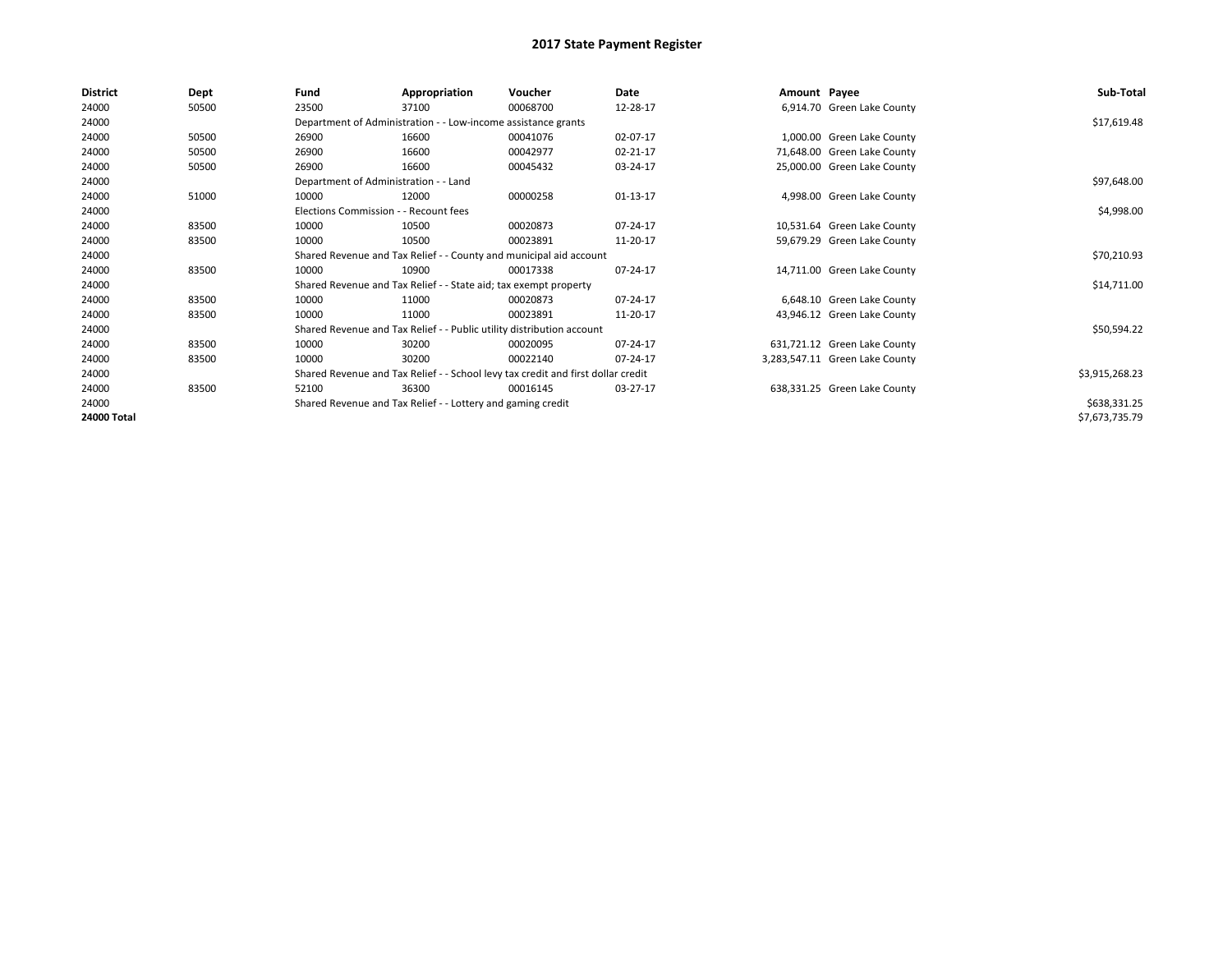# 2017 State Payment Register

| District | Dept | Fund | Appropriation | Voucher | Date | Amount | Payee | Sub-Total |
|---|---|---|---|---|---|---|---|---|
| 24000 | 50500 | 23500 | 37100 | 00068700 | 12-28-17 | 6,914.70 | Green Lake County | |
| 24000 | | Department of Administration - - Low-income assistance grants | | | | | | $17,619.48 |
| 24000 | 50500 | 26900 | 16600 | 00041076 | 02-07-17 | 1,000.00 | Green Lake County | |
| 24000 | 50500 | 26900 | 16600 | 00042977 | 02-21-17 | 71,648.00 | Green Lake County | |
| 24000 | 50500 | 26900 | 16600 | 00045432 | 03-24-17 | 25,000.00 | Green Lake County | |
| 24000 | | Department of Administration - - Land | | | | | | $97,648.00 |
| 24000 | 51000 | 10000 | 12000 | 00000258 | 01-13-17 | 4,998.00 | Green Lake County | |
| 24000 | | Elections Commission - - Recount fees | | | | | | $4,998.00 |
| 24000 | 83500 | 10000 | 10500 | 00020873 | 07-24-17 | 10,531.64 | Green Lake County | |
| 24000 | 83500 | 10000 | 10500 | 00023891 | 11-20-17 | 59,679.29 | Green Lake County | |
| 24000 | | Shared Revenue and Tax Relief - - County and municipal aid account | | | | | | $70,210.93 |
| 24000 | 83500 | 10000 | 10900 | 00017338 | 07-24-17 | 14,711.00 | Green Lake County | |
| 24000 | | Shared Revenue and Tax Relief - - State aid; tax exempt property | | | | | | $14,711.00 |
| 24000 | 83500 | 10000 | 11000 | 00020873 | 07-24-17 | 6,648.10 | Green Lake County | |
| 24000 | 83500 | 10000 | 11000 | 00023891 | 11-20-17 | 43,946.12 | Green Lake County | |
| 24000 | | Shared Revenue and Tax Relief - - Public utility distribution account | | | | | | $50,594.22 |
| 24000 | 83500 | 10000 | 30200 | 00020095 | 07-24-17 | 631,721.12 | Green Lake County | |
| 24000 | 83500 | 10000 | 30200 | 00022140 | 07-24-17 | 3,283,547.11 | Green Lake County | |
| 24000 | | Shared Revenue and Tax Relief - - School levy tax credit and first dollar credit | | | | | | $3,915,268.23 |
| 24000 | 83500 | 52100 | 36300 | 00016145 | 03-27-17 | 638,331.25 | Green Lake County | |
| 24000 | | Shared Revenue and Tax Relief - - Lottery and gaming credit | | | | | | $638,331.25 |
| **24000 Total** | | | | | | | | $7,673,735.79 |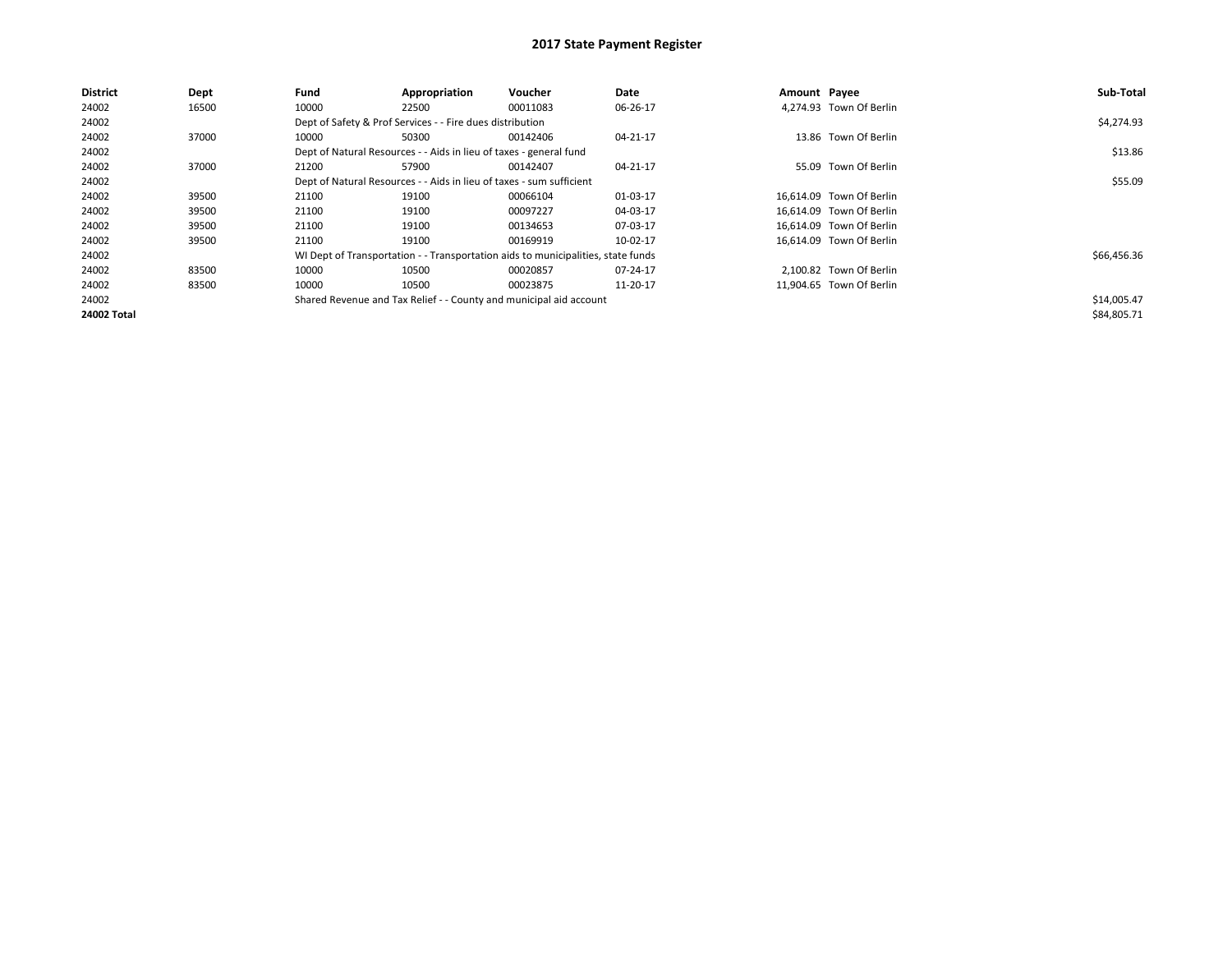# 2017 State Payment Register

| District | Dept | Fund | Appropriation | Voucher | Date | Amount | Payee | Sub-Total |
|---|---|---|---|---|---|---|---|---|
| 24002 | 16500 | 10000 | 22500 | 00011083 | 06-26-17 | 4,274.93 | Town Of Berlin | |
| 24002 | | Dept of Safety & Prof Services - - Fire dues distribution | | | | | | $4,274.93 |
| 24002 | 37000 | 10000 | 50300 | 00142406 | 04-21-17 | 13.86 | Town Of Berlin | |
| 24002 | | Dept of Natural Resources - - Aids in lieu of taxes - general fund | | | | | | $13.86 |
| 24002 | 37000 | 21200 | 57900 | 00142407 | 04-21-17 | 55.09 | Town Of Berlin | |
| 24002 | | Dept of Natural Resources - - Aids in lieu of taxes - sum sufficient | | | | | | $55.09 |
| 24002 | 39500 | 21100 | 19100 | 00066104 | 01-03-17 | 16,614.09 | Town Of Berlin | |
| 24002 | 39500 | 21100 | 19100 | 00097227 | 04-03-17 | 16,614.09 | Town Of Berlin | |
| 24002 | 39500 | 21100 | 19100 | 00134653 | 07-03-17 | 16,614.09 | Town Of Berlin | |
| 24002 | 39500 | 21100 | 19100 | 00169919 | 10-02-17 | 16,614.09 | Town Of Berlin | |
| 24002 | | WI Dept of Transportation - - Transportation aids to municipalities, state funds | | | | | | $66,456.36 |
| 24002 | 83500 | 10000 | 10500 | 00020857 | 07-24-17 | 2,100.82 | Town Of Berlin | |
| 24002 | 83500 | 10000 | 10500 | 00023875 | 11-20-17 | 11,904.65 | Town Of Berlin | |
| 24002 | | Shared Revenue and Tax Relief - - County and municipal aid account | | | | | | $14,005.47 |
| **24002 Total** | | | | | | | | $84,805.71 |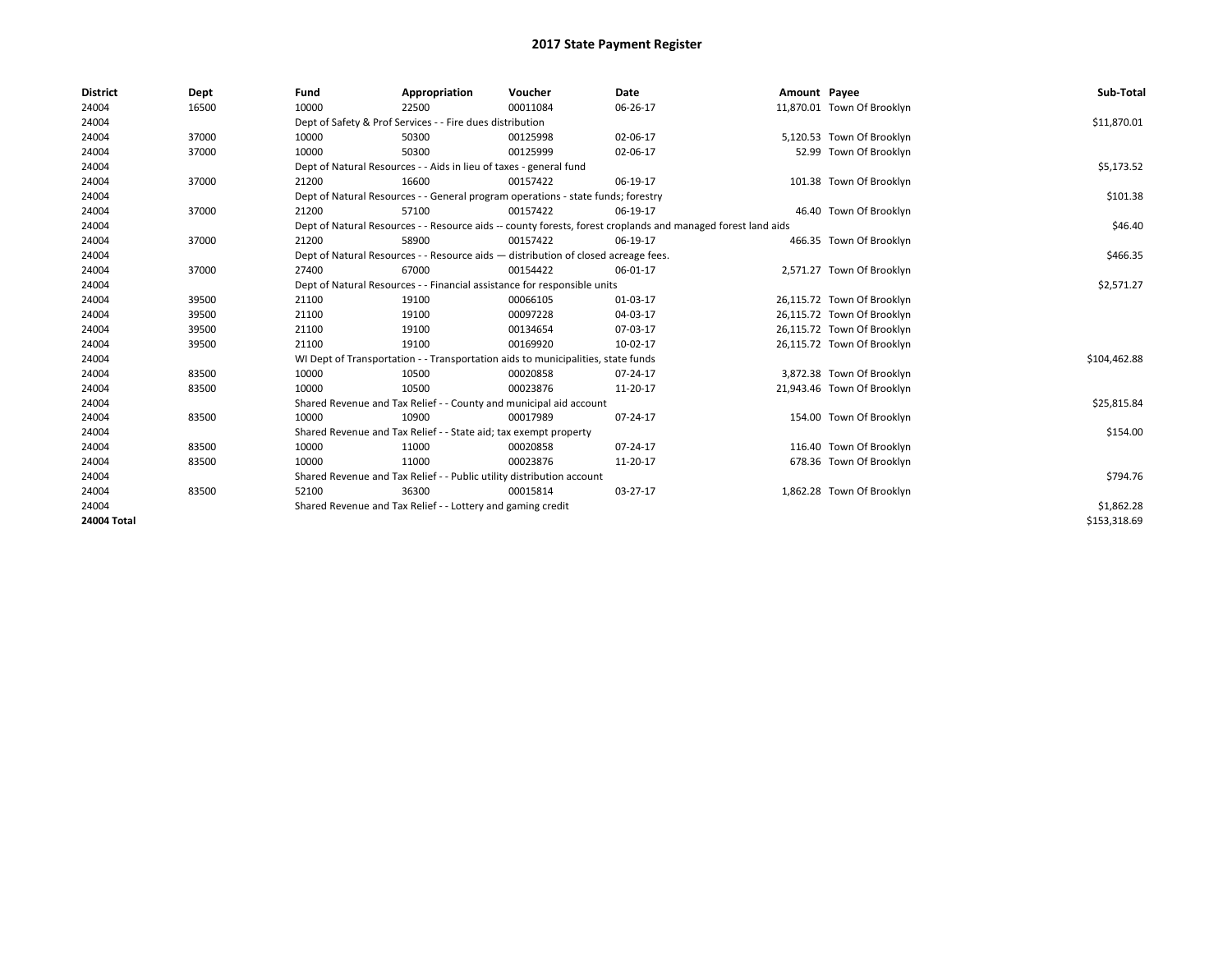# 2017 State Payment Register

| District | Dept | Fund | Appropriation | Voucher | Date | Amount | Payee | Sub-Total |
|---|---|---|---|---|---|---|---|---|
| 24004 | 16500 | 10000 | 22500 | 00011084 | 06-26-17 | 11,870.01 | Town Of Brooklyn | |
| 24004 | | Dept of Safety & Prof Services - - Fire dues distribution | | | | | | $11,870.01 |
| 24004 | 37000 | 10000 | 50300 | 00125998 | 02-06-17 | 5,120.53 | Town Of Brooklyn | |
| 24004 | 37000 | 10000 | 50300 | 00125999 | 02-06-17 | 52.99 | Town Of Brooklyn | |
| 24004 | | Dept of Natural Resources - - Aids in lieu of taxes - general fund | | | | | | $5,173.52 |
| 24004 | 37000 | 21200 | 16600 | 00157422 | 06-19-17 | 101.38 | Town Of Brooklyn | |
| 24004 | | Dept of Natural Resources - - General program operations - state funds; forestry | | | | | | $101.38 |
| 24004 | 37000 | 21200 | 57100 | 00157422 | 06-19-17 | 46.40 | Town Of Brooklyn | |
| 24004 | | Dept of Natural Resources - - Resource aids -- county forests, forest croplands and managed forest land aids | | | | | | $46.40 |
| 24004 | 37000 | 21200 | 58900 | 00157422 | 06-19-17 | 466.35 | Town Of Brooklyn | |
| 24004 | | Dept of Natural Resources - - Resource aids — distribution of closed acreage fees. | | | | | | $466.35 |
| 24004 | 37000 | 27400 | 67000 | 00154422 | 06-01-17 | 2,571.27 | Town Of Brooklyn | |
| 24004 | | Dept of Natural Resources - - Financial assistance for responsible units | | | | | | $2,571.27 |
| 24004 | 39500 | 21100 | 19100 | 00066105 | 01-03-17 | 26,115.72 | Town Of Brooklyn | |
| 24004 | 39500 | 21100 | 19100 | 00097228 | 04-03-17 | 26,115.72 | Town Of Brooklyn | |
| 24004 | 39500 | 21100 | 19100 | 00134654 | 07-03-17 | 26,115.72 | Town Of Brooklyn | |
| 24004 | 39500 | 21100 | 19100 | 00169920 | 10-02-17 | 26,115.72 | Town Of Brooklyn | |
| 24004 | | WI Dept of Transportation - - Transportation aids to municipalities, state funds | | | | | | $104,462.88 |
| 24004 | 83500 | 10000 | 10500 | 00020858 | 07-24-17 | 3,872.38 | Town Of Brooklyn | |
| 24004 | 83500 | 10000 | 10500 | 00023876 | 11-20-17 | 21,943.46 | Town Of Brooklyn | |
| 24004 | | Shared Revenue and Tax Relief - - County and municipal aid account | | | | | | $25,815.84 |
| 24004 | 83500 | 10000 | 10900 | 00017989 | 07-24-17 | 154.00 | Town Of Brooklyn | |
| 24004 | | Shared Revenue and Tax Relief - - State aid; tax exempt property | | | | | | $154.00 |
| 24004 | 83500 | 10000 | 11000 | 00020858 | 07-24-17 | 116.40 | Town Of Brooklyn | |
| 24004 | 83500 | 10000 | 11000 | 00023876 | 11-20-17 | 678.36 | Town Of Brooklyn | |
| 24004 | | Shared Revenue and Tax Relief - - Public utility distribution account | | | | | | $794.76 |
| 24004 | 83500 | 52100 | 36300 | 00015814 | 03-27-17 | 1,862.28 | Town Of Brooklyn | |
| 24004 | | Shared Revenue and Tax Relief - - Lottery and gaming credit | | | | | | $1,862.28 |
| **24004 Total** | | | | | | | | $153,318.69 |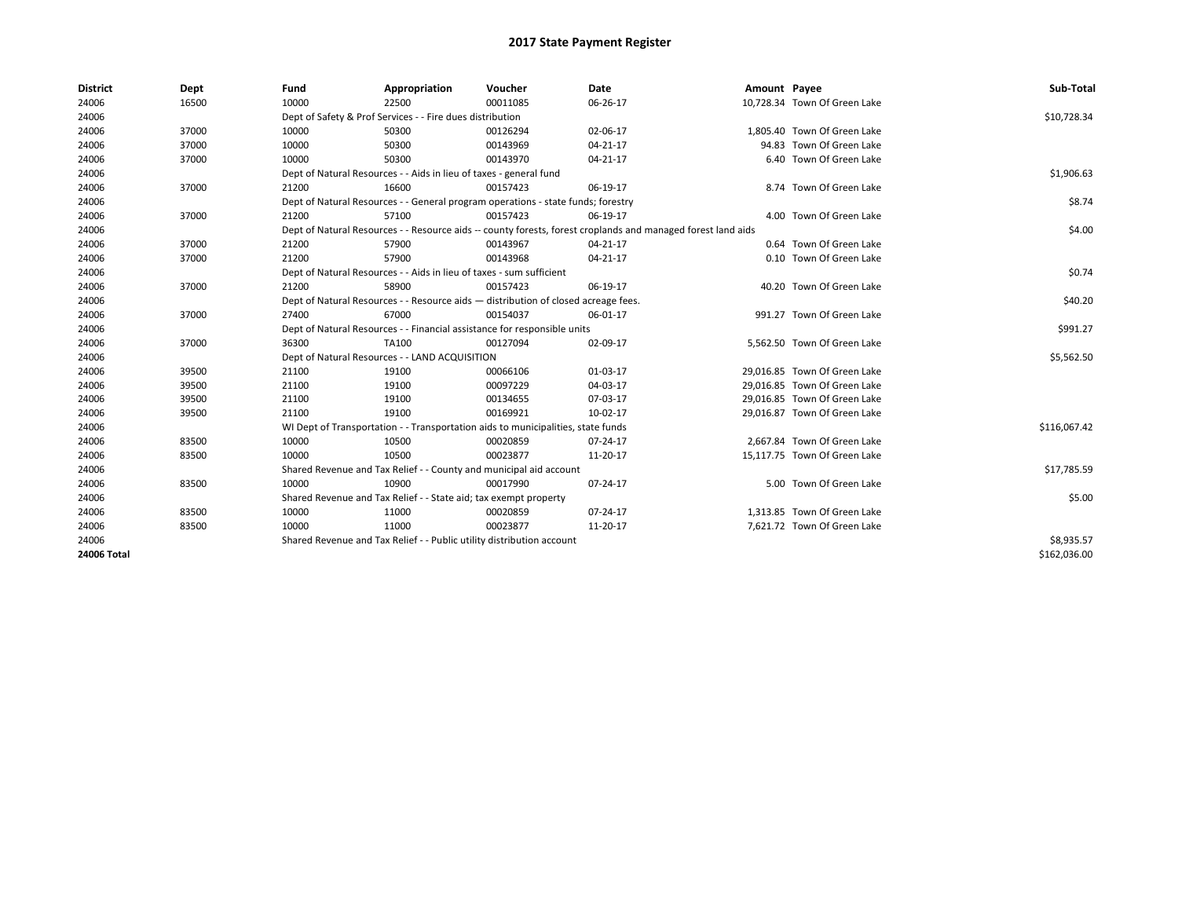# 2017 State Payment Register

| District | Dept | Fund | Appropriation | Voucher | Date | Amount | Payee | Sub-Total |
|---|---|---|---|---|---|---|---|---|
| 24006 | 16500 | 10000 | 22500 | 00011085 | 06-26-17 | 10,728.34 | Town Of Green Lake | |
| 24006 | | Dept of Safety & Prof Services - - Fire dues distribution | | | | | | $10,728.34 |
| 24006 | 37000 | 10000 | 50300 | 00126294 | 02-06-17 | 1,805.40 | Town Of Green Lake | |
| 24006 | 37000 | 10000 | 50300 | 00143969 | 04-21-17 | 94.83 | Town Of Green Lake | |
| 24006 | 37000 | 10000 | 50300 | 00143970 | 04-21-17 | 6.40 | Town Of Green Lake | |
| 24006 | | Dept of Natural Resources - - Aids in lieu of taxes - general fund | | | | | | $1,906.63 |
| 24006 | 37000 | 21200 | 16600 | 00157423 | 06-19-17 | 8.74 | Town Of Green Lake | |
| 24006 | | Dept of Natural Resources - - General program operations - state funds; forestry | | | | | | $8.74 |
| 24006 | 37000 | 21200 | 57100 | 00157423 | 06-19-17 | 4.00 | Town Of Green Lake | |
| 24006 | | Dept of Natural Resources - - Resource aids -- county forests, forest croplands and managed forest land aids | | | | | | $4.00 |
| 24006 | 37000 | 21200 | 57900 | 00143967 | 04-21-17 | 0.64 | Town Of Green Lake | |
| 24006 | 37000 | 21200 | 57900 | 00143968 | 04-21-17 | 0.10 | Town Of Green Lake | |
| 24006 | | Dept of Natural Resources - - Aids in lieu of taxes - sum sufficient | | | | | | $0.74 |
| 24006 | 37000 | 21200 | 58900 | 00157423 | 06-19-17 | 40.20 | Town Of Green Lake | |
| 24006 | | Dept of Natural Resources - - Resource aids — distribution of closed acreage fees. | | | | | | $40.20 |
| 24006 | 37000 | 27400 | 67000 | 00154037 | 06-01-17 | 991.27 | Town Of Green Lake | |
| 24006 | | Dept of Natural Resources - - Financial assistance for responsible units | | | | | | $991.27 |
| 24006 | 37000 | 36300 | TA100 | 00127094 | 02-09-17 | 5,562.50 | Town Of Green Lake | |
| 24006 | | Dept of Natural Resources - - LAND ACQUISITION | | | | | | $5,562.50 |
| 24006 | 39500 | 21100 | 19100 | 00066106 | 01-03-17 | 29,016.85 | Town Of Green Lake | |
| 24006 | 39500 | 21100 | 19100 | 00097229 | 04-03-17 | 29,016.85 | Town Of Green Lake | |
| 24006 | 39500 | 21100 | 19100 | 00134655 | 07-03-17 | 29,016.85 | Town Of Green Lake | |
| 24006 | 39500 | 21100 | 19100 | 00169921 | 10-02-17 | 29,016.87 | Town Of Green Lake | |
| 24006 | | WI Dept of Transportation - - Transportation aids to municipalities, state funds | | | | | | $116,067.42 |
| 24006 | 83500 | 10000 | 10500 | 00020859 | 07-24-17 | 2,667.84 | Town Of Green Lake | |
| 24006 | 83500 | 10000 | 10500 | 00023877 | 11-20-17 | 15,117.75 | Town Of Green Lake | |
| 24006 | | Shared Revenue and Tax Relief - - County and municipal aid account | | | | | | $17,785.59 |
| 24006 | 83500 | 10000 | 10900 | 00017990 | 07-24-17 | 5.00 | Town Of Green Lake | |
| 24006 | | Shared Revenue and Tax Relief - - State aid; tax exempt property | | | | | | $5.00 |
| 24006 | 83500 | 10000 | 11000 | 00020859 | 07-24-17 | 1,313.85 | Town Of Green Lake | |
| 24006 | 83500 | 10000 | 11000 | 00023877 | 11-20-17 | 7,621.72 | Town Of Green Lake | |
| 24006 | | Shared Revenue and Tax Relief - - Public utility distribution account | | | | | | $8,935.57 |
| **24006 Total** | | | | | | | | $162,036.00 |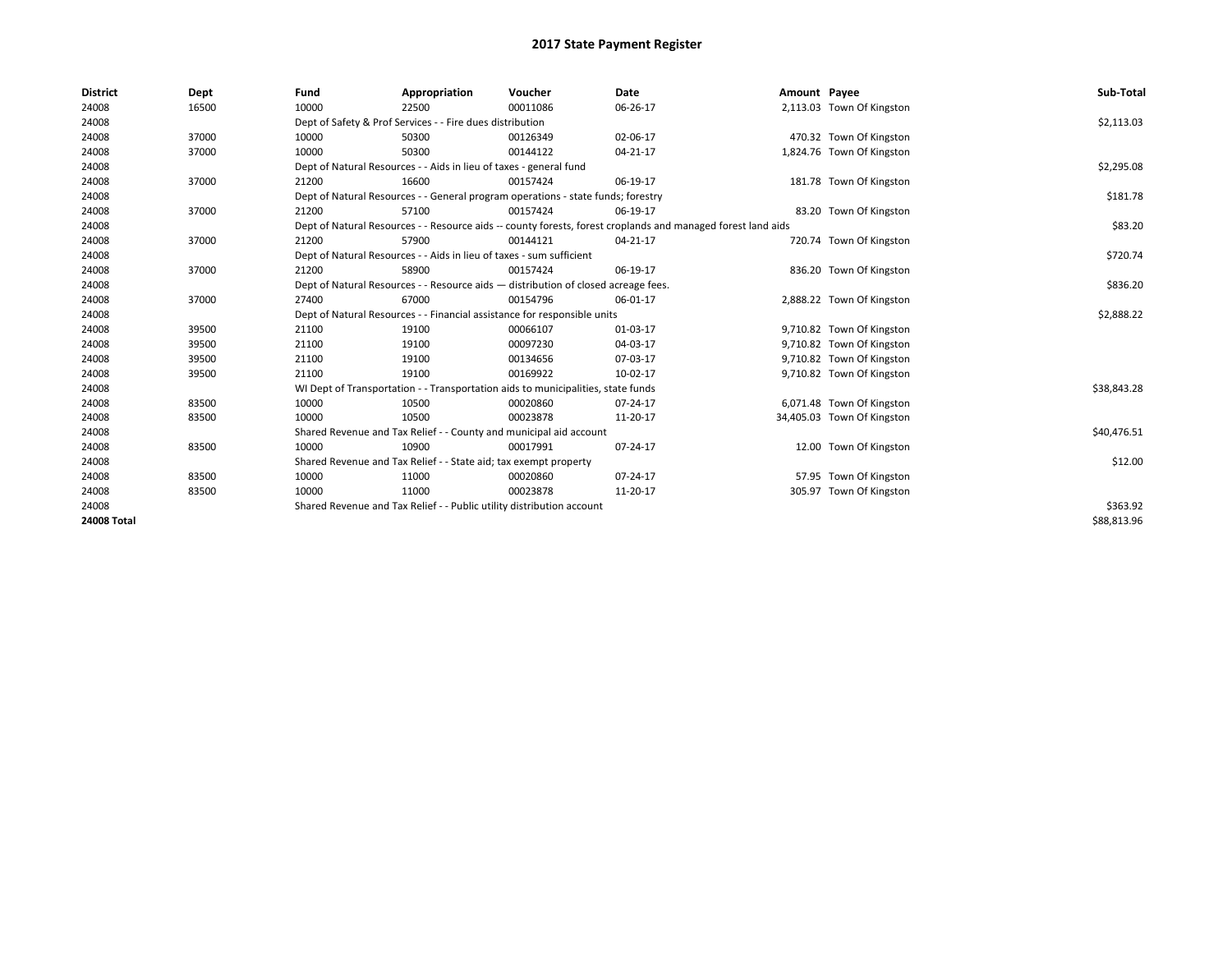# 2017 State Payment Register

| District | Dept | Fund | Appropriation | Voucher | Date | Amount | Payee | Sub-Total |
|---|---|---|---|---|---|---|---|---|
| 24008 | 16500 | 10000 | 22500 | 00011086 | 06-26-17 | 2,113.03 | Town Of Kingston | |
| 24008 | | Dept of Safety & Prof Services - - Fire dues distribution | | | | | | $2,113.03 |
| 24008 | 37000 | 10000 | 50300 | 00126349 | 02-06-17 | 470.32 | Town Of Kingston | |
| 24008 | 37000 | 10000 | 50300 | 00144122 | 04-21-17 | 1,824.76 | Town Of Kingston | |
| 24008 | | Dept of Natural Resources - - Aids in lieu of taxes - general fund | | | | | | $2,295.08 |
| 24008 | 37000 | 21200 | 16600 | 00157424 | 06-19-17 | 181.78 | Town Of Kingston | |
| 24008 | | Dept of Natural Resources - - General program operations - state funds; forestry | | | | | | $181.78 |
| 24008 | 37000 | 21200 | 57100 | 00157424 | 06-19-17 | 83.20 | Town Of Kingston | |
| 24008 | | Dept of Natural Resources - - Resource aids -- county forests, forest croplands and managed forest land aids | | | | | | $83.20 |
| 24008 | 37000 | 21200 | 57900 | 00144121 | 04-21-17 | 720.74 | Town Of Kingston | |
| 24008 | | Dept of Natural Resources - - Aids in lieu of taxes - sum sufficient | | | | | | $720.74 |
| 24008 | 37000 | 21200 | 58900 | 00157424 | 06-19-17 | 836.20 | Town Of Kingston | |
| 24008 | | Dept of Natural Resources - - Resource aids — distribution of closed acreage fees. | | | | | | $836.20 |
| 24008 | 37000 | 27400 | 67000 | 00154796 | 06-01-17 | 2,888.22 | Town Of Kingston | |
| 24008 | | Dept of Natural Resources - - Financial assistance for responsible units | | | | | | $2,888.22 |
| 24008 | 39500 | 21100 | 19100 | 00066107 | 01-03-17 | 9,710.82 | Town Of Kingston | |
| 24008 | 39500 | 21100 | 19100 | 00097230 | 04-03-17 | 9,710.82 | Town Of Kingston | |
| 24008 | 39500 | 21100 | 19100 | 00134656 | 07-03-17 | 9,710.82 | Town Of Kingston | |
| 24008 | 39500 | 21100 | 19100 | 00169922 | 10-02-17 | 9,710.82 | Town Of Kingston | |
| 24008 | | WI Dept of Transportation - - Transportation aids to municipalities, state funds | | | | | | $38,843.28 |
| 24008 | 83500 | 10000 | 10500 | 00020860 | 07-24-17 | 6,071.48 | Town Of Kingston | |
| 24008 | 83500 | 10000 | 10500 | 00023878 | 11-20-17 | 34,405.03 | Town Of Kingston | |
| 24008 | | Shared Revenue and Tax Relief - - County and municipal aid account | | | | | | $40,476.51 |
| 24008 | 83500 | 10000 | 10900 | 00017991 | 07-24-17 | 12.00 | Town Of Kingston | |
| 24008 | | Shared Revenue and Tax Relief - - State aid; tax exempt property | | | | | | $12.00 |
| 24008 | 83500 | 10000 | 11000 | 00020860 | 07-24-17 | 57.95 | Town Of Kingston | |
| 24008 | 83500 | 10000 | 11000 | 00023878 | 11-20-17 | 305.97 | Town Of Kingston | |
| 24008 | | Shared Revenue and Tax Relief - - Public utility distribution account | | | | | | $363.92 |
| **24008 Total** | | | | | | | | $88,813.96 |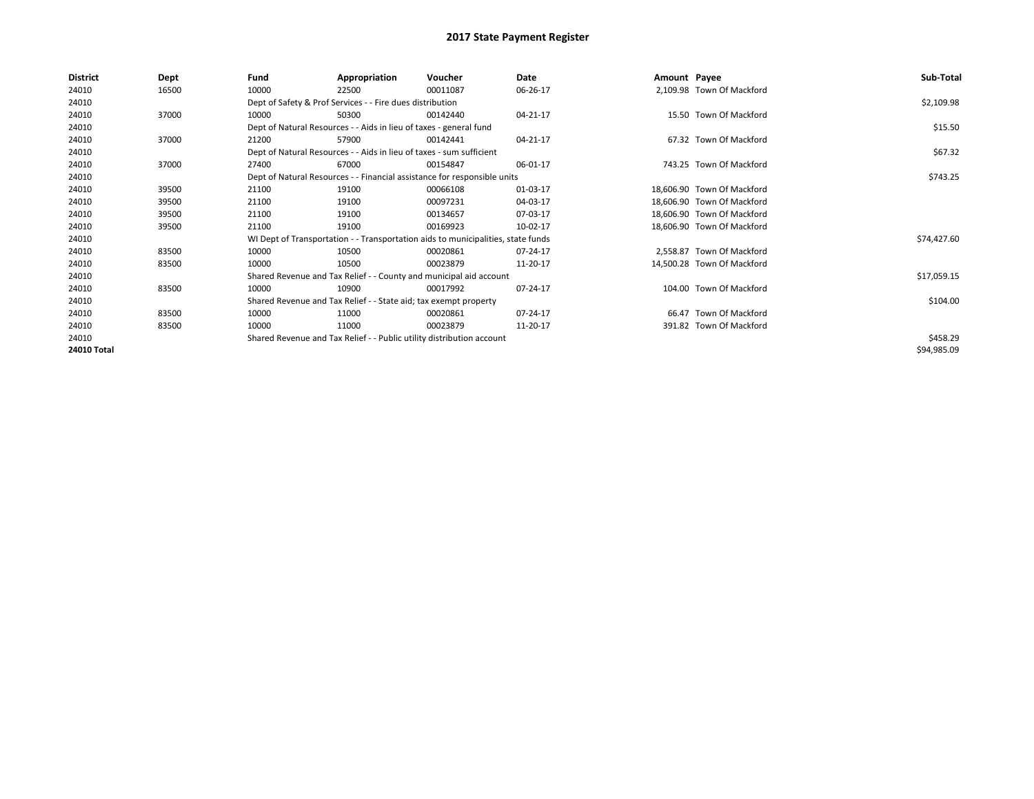# 2017 State Payment Register

| District | Dept | Fund | Appropriation | Voucher | Date | Amount | Payee | Sub-Total |
|---|---|---|---|---|---|---|---|---|
| 24010 | 16500 | 10000 | 22500 | 00011087 | 06-26-17 | 2,109.98 | Town Of Mackford | |
| 24010 | | Dept of Safety & Prof Services - - Fire dues distribution | | | | | | $2,109.98 |
| 24010 | 37000 | 10000 | 50300 | 00142440 | 04-21-17 | 15.50 | Town Of Mackford | |
| 24010 | | Dept of Natural Resources - - Aids in lieu of taxes - general fund | | | | | | $15.50 |
| 24010 | 37000 | 21200 | 57900 | 00142441 | 04-21-17 | 67.32 | Town Of Mackford | |
| 24010 | | Dept of Natural Resources - - Aids in lieu of taxes - sum sufficient | | | | | | $67.32 |
| 24010 | 37000 | 27400 | 67000 | 00154847 | 06-01-17 | 743.25 | Town Of Mackford | |
| 24010 | | Dept of Natural Resources - - Financial assistance for responsible units | | | | | | $743.25 |
| 24010 | 39500 | 21100 | 19100 | 00066108 | 01-03-17 | 18,606.90 | Town Of Mackford | |
| 24010 | 39500 | 21100 | 19100 | 00097231 | 04-03-17 | 18,606.90 | Town Of Mackford | |
| 24010 | 39500 | 21100 | 19100 | 00134657 | 07-03-17 | 18,606.90 | Town Of Mackford | |
| 24010 | 39500 | 21100 | 19100 | 00169923 | 10-02-17 | 18,606.90 | Town Of Mackford | |
| 24010 | | WI Dept of Transportation - - Transportation aids to municipalities, state funds | | | | | | $74,427.60 |
| 24010 | 83500 | 10000 | 10500 | 00020861 | 07-24-17 | 2,558.87 | Town Of Mackford | |
| 24010 | 83500 | 10000 | 10500 | 00023879 | 11-20-17 | 14,500.28 | Town Of Mackford | |
| 24010 | | Shared Revenue and Tax Relief - - County and municipal aid account | | | | | | $17,059.15 |
| 24010 | 83500 | 10000 | 10900 | 00017992 | 07-24-17 | 104.00 | Town Of Mackford | |
| 24010 | | Shared Revenue and Tax Relief - - State aid; tax exempt property | | | | | | $104.00 |
| 24010 | 83500 | 10000 | 11000 | 00020861 | 07-24-17 | 66.47 | Town Of Mackford | |
| 24010 | 83500 | 10000 | 11000 | 00023879 | 11-20-17 | 391.82 | Town Of Mackford | |
| 24010 | | Shared Revenue and Tax Relief - - Public utility distribution account | | | | | | $458.29 |
| **24010 Total** | | | | | | | | $94,985.09 |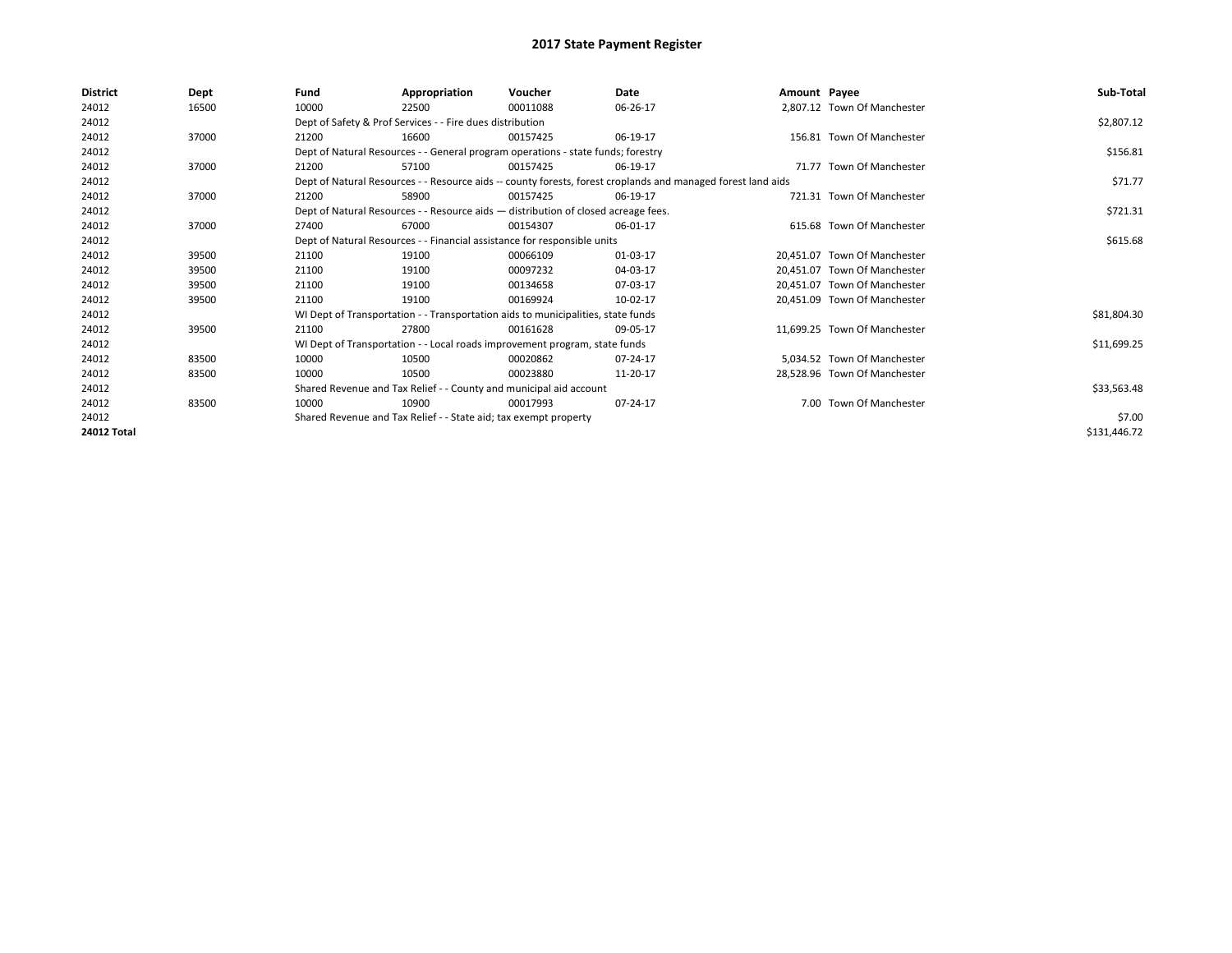# 2017 State Payment Register

| District | Dept | Fund | Appropriation | Voucher | Date | Amount | Payee | Sub-Total |
|---|---|---|---|---|---|---|---|---|
| 24012 | 16500 | 10000 | 22500 | 00011088 | 06-26-17 | 2,807.12 | Town Of Manchester | |
| 24012 | | Dept of Safety & Prof Services - - Fire dues distribution | | | | | | $2,807.12 |
| 24012 | 37000 | 21200 | 16600 | 00157425 | 06-19-17 | 156.81 | Town Of Manchester | |
| 24012 | | Dept of Natural Resources - - General program operations - state funds; forestry | | | | | | $156.81 |
| 24012 | 37000 | 21200 | 57100 | 00157425 | 06-19-17 | 71.77 | Town Of Manchester | |
| 24012 | | Dept of Natural Resources - - Resource aids -- county forests, forest croplands and managed forest land aids | | | | | | $71.77 |
| 24012 | 37000 | 21200 | 58900 | 00157425 | 06-19-17 | 721.31 | Town Of Manchester | |
| 24012 | | Dept of Natural Resources - - Resource aids — distribution of closed acreage fees. | | | | | | $721.31 |
| 24012 | 37000 | 27400 | 67000 | 00154307 | 06-01-17 | 615.68 | Town Of Manchester | |
| 24012 | | Dept of Natural Resources - - Financial assistance for responsible units | | | | | | $615.68 |
| 24012 | 39500 | 21100 | 19100 | 00066109 | 01-03-17 | 20,451.07 | Town Of Manchester | |
| 24012 | 39500 | 21100 | 19100 | 00097232 | 04-03-17 | 20,451.07 | Town Of Manchester | |
| 24012 | 39500 | 21100 | 19100 | 00134658 | 07-03-17 | 20,451.07 | Town Of Manchester | |
| 24012 | 39500 | 21100 | 19100 | 00169924 | 10-02-17 | 20,451.09 | Town Of Manchester | |
| 24012 | | WI Dept of Transportation - - Transportation aids to municipalities, state funds | | | | | | $81,804.30 |
| 24012 | 39500 | 21100 | 27800 | 00161628 | 09-05-17 | 11,699.25 | Town Of Manchester | |
| 24012 | | WI Dept of Transportation - - Local roads improvement program, state funds | | | | | | $11,699.25 |
| 24012 | 83500 | 10000 | 10500 | 00020862 | 07-24-17 | 5,034.52 | Town Of Manchester | |
| 24012 | 83500 | 10000 | 10500 | 00023880 | 11-20-17 | 28,528.96 | Town Of Manchester | |
| 24012 | | Shared Revenue and Tax Relief - - County and municipal aid account | | | | | | $33,563.48 |
| 24012 | 83500 | 10000 | 10900 | 00017993 | 07-24-17 | 7.00 | Town Of Manchester | |
| 24012 | | Shared Revenue and Tax Relief - - State aid; tax exempt property | | | | | | $7.00 |
| 24012 Total | | | | | | | | $131,446.72 |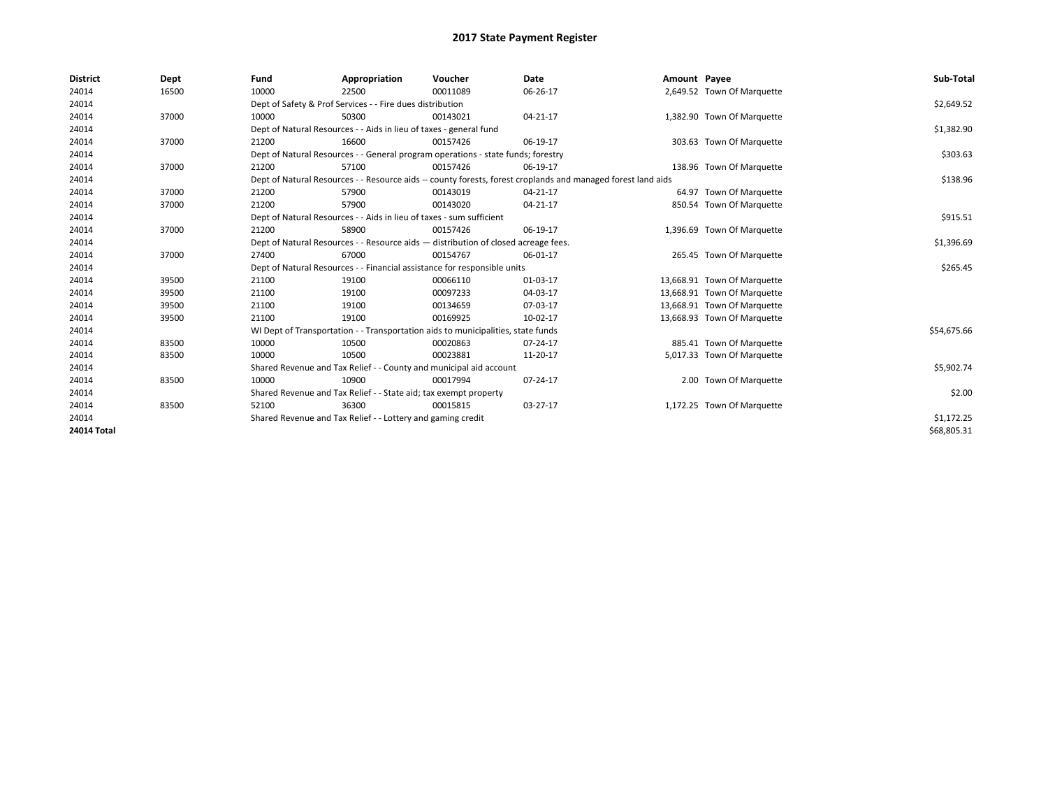# 2017 State Payment Register

| District | Dept | Fund | Appropriation | Voucher | Date | Amount | Payee | Sub-Total |
|---|---|---|---|---|---|---|---|---|
| 24014 | 16500 | 10000 | 22500 | 00011089 | 06-26-17 | 2,649.52 | Town Of Marquette | |
| 24014 | | Dept of Safety & Prof Services - - Fire dues distribution | | | | | | $2,649.52 |
| 24014 | 37000 | 10000 | 50300 | 00143021 | 04-21-17 | 1,382.90 | Town Of Marquette | |
| 24014 | | Dept of Natural Resources - - Aids in lieu of taxes - general fund | | | | | | $1,382.90 |
| 24014 | 37000 | 21200 | 16600 | 00157426 | 06-19-17 | 303.63 | Town Of Marquette | |
| 24014 | | Dept of Natural Resources - - General program operations - state funds; forestry | | | | | | $303.63 |
| 24014 | 37000 | 21200 | 57100 | 00157426 | 06-19-17 | 138.96 | Town Of Marquette | |
| 24014 | | Dept of Natural Resources - - Resource aids -- county forests, forest croplands and managed forest land aids | | | | | | $138.96 |
| 24014 | 37000 | 21200 | 57900 | 00143019 | 04-21-17 | 64.97 | Town Of Marquette | |
| 24014 | 37000 | 21200 | 57900 | 00143020 | 04-21-17 | 850.54 | Town Of Marquette | |
| 24014 | | Dept of Natural Resources - - Aids in lieu of taxes - sum sufficient | | | | | | $915.51 |
| 24014 | 37000 | 21200 | 58900 | 00157426 | 06-19-17 | 1,396.69 | Town Of Marquette | |
| 24014 | | Dept of Natural Resources - - Resource aids — distribution of closed acreage fees. | | | | | | $1,396.69 |
| 24014 | 37000 | 27400 | 67000 | 00154767 | 06-01-17 | 265.45 | Town Of Marquette | |
| 24014 | | Dept of Natural Resources - - Financial assistance for responsible units | | | | | | $265.45 |
| 24014 | 39500 | 21100 | 19100 | 00066110 | 01-03-17 | 13,668.91 | Town Of Marquette | |
| 24014 | 39500 | 21100 | 19100 | 00097233 | 04-03-17 | 13,668.91 | Town Of Marquette | |
| 24014 | 39500 | 21100 | 19100 | 00134659 | 07-03-17 | 13,668.91 | Town Of Marquette | |
| 24014 | 39500 | 21100 | 19100 | 00169925 | 10-02-17 | 13,668.93 | Town Of Marquette | |
| 24014 | | WI Dept of Transportation - - Transportation aids to municipalities, state funds | | | | | | $54,675.66 |
| 24014 | 83500 | 10000 | 10500 | 00020863 | 07-24-17 | 885.41 | Town Of Marquette | |
| 24014 | 83500 | 10000 | 10500 | 00023881 | 11-20-17 | 5,017.33 | Town Of Marquette | |
| 24014 | | Shared Revenue and Tax Relief - - County and municipal aid account | | | | | | $5,902.74 |
| 24014 | 83500 | 10000 | 10900 | 00017994 | 07-24-17 | 2.00 | Town Of Marquette | |
| 24014 | | Shared Revenue and Tax Relief - - State aid; tax exempt property | | | | | | $2.00 |
| 24014 | 83500 | 52100 | 36300 | 00015815 | 03-27-17 | 1,172.25 | Town Of Marquette | |
| 24014 | | Shared Revenue and Tax Relief - - Lottery and gaming credit | | | | | | $1,172.25 |
| **24014 Total** | | | | | | | | $68,805.31 |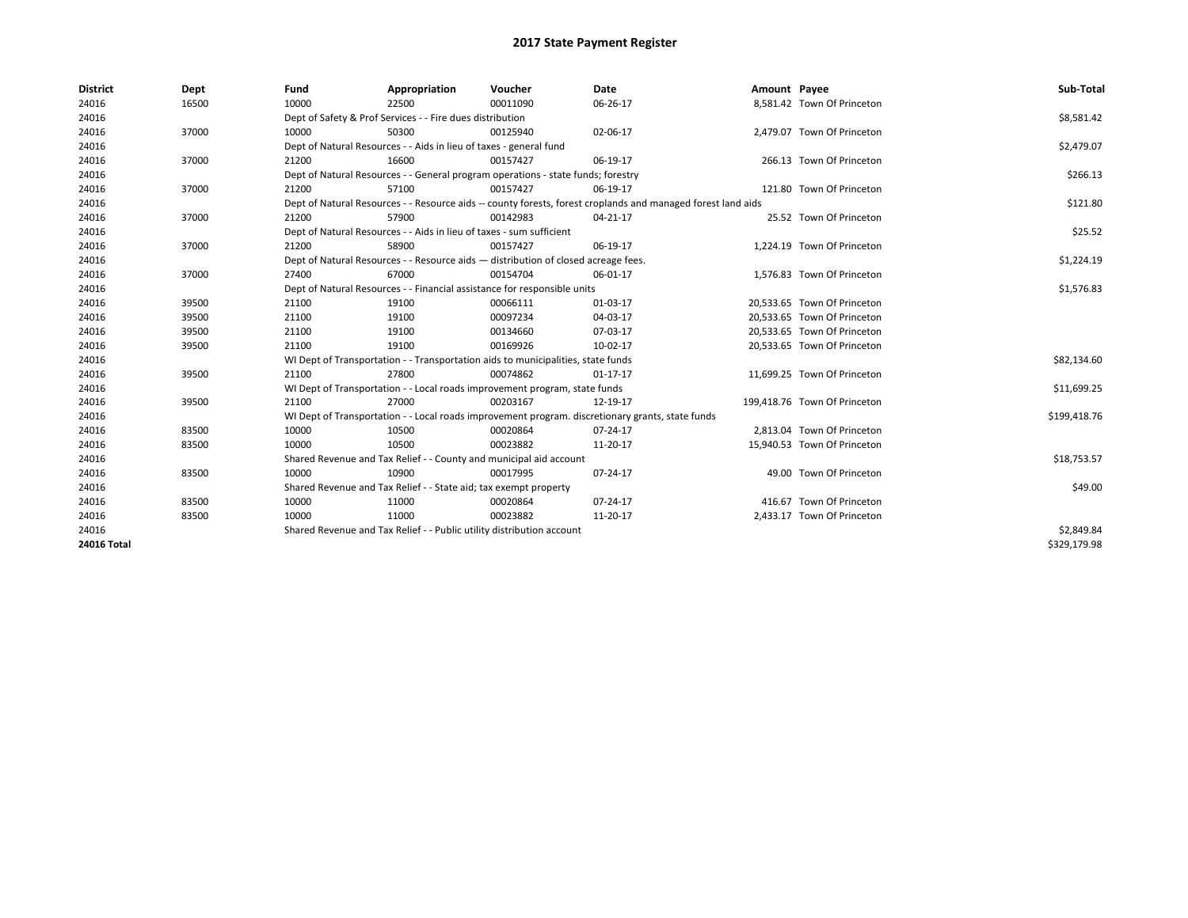# 2017 State Payment Register

| District | Dept | Fund | Appropriation | Voucher | Date | Amount | Payee | Sub-Total |
|---|---|---|---|---|---|---|---|---|
| 24016 | 16500 | 10000 | 22500 | 00011090 | 06-26-17 | 8,581.42 | Town Of Princeton | |
| 24016 | | Dept of Safety & Prof Services - - Fire dues distribution | | | | | | $8,581.42 |
| 24016 | 37000 | 10000 | 50300 | 00125940 | 02-06-17 | 2,479.07 | Town Of Princeton | |
| 24016 | | Dept of Natural Resources - - Aids in lieu of taxes - general fund | | | | | | $2,479.07 |
| 24016 | 37000 | 21200 | 16600 | 00157427 | 06-19-17 | 266.13 | Town Of Princeton | |
| 24016 | | Dept of Natural Resources - - General program operations - state funds; forestry | | | | | | $266.13 |
| 24016 | 37000 | 21200 | 57100 | 00157427 | 06-19-17 | 121.80 | Town Of Princeton | |
| 24016 | | Dept of Natural Resources - - Resource aids -- county forests, forest croplands and managed forest land aids | | | | | | $121.80 |
| 24016 | 37000 | 21200 | 57900 | 00142983 | 04-21-17 | 25.52 | Town Of Princeton | |
| 24016 | | Dept of Natural Resources - - Aids in lieu of taxes - sum sufficient | | | | | | $25.52 |
| 24016 | 37000 | 21200 | 58900 | 00157427 | 06-19-17 | 1,224.19 | Town Of Princeton | |
| 24016 | | Dept of Natural Resources - - Resource aids — distribution of closed acreage fees. | | | | | | $1,224.19 |
| 24016 | 37000 | 27400 | 67000 | 00154704 | 06-01-17 | 1,576.83 | Town Of Princeton | |
| 24016 | | Dept of Natural Resources - - Financial assistance for responsible units | | | | | | $1,576.83 |
| 24016 | 39500 | 21100 | 19100 | 00066111 | 01-03-17 | 20,533.65 | Town Of Princeton | |
| 24016 | 39500 | 21100 | 19100 | 00097234 | 04-03-17 | 20,533.65 | Town Of Princeton | |
| 24016 | 39500 | 21100 | 19100 | 00134660 | 07-03-17 | 20,533.65 | Town Of Princeton | |
| 24016 | 39500 | 21100 | 19100 | 00169926 | 10-02-17 | 20,533.65 | Town Of Princeton | |
| 24016 | | WI Dept of Transportation - - Transportation aids to municipalities, state funds | | | | | | $82,134.60 |
| 24016 | 39500 | 21100 | 27800 | 00074862 | 01-17-17 | 11,699.25 | Town Of Princeton | |
| 24016 | | WI Dept of Transportation - - Local roads improvement program, state funds | | | | | | $11,699.25 |
| 24016 | 39500 | 21100 | 27000 | 00203167 | 12-19-17 | 199,418.76 | Town Of Princeton | |
| 24016 | | WI Dept of Transportation - - Local roads improvement program. discretionary grants, state funds | | | | | | $199,418.76 |
| 24016 | 83500 | 10000 | 10500 | 00020864 | 07-24-17 | 2,813.04 | Town Of Princeton | |
| 24016 | 83500 | 10000 | 10500 | 00023882 | 11-20-17 | 15,940.53 | Town Of Princeton | |
| 24016 | | Shared Revenue and Tax Relief - - County and municipal aid account | | | | | | $18,753.57 |
| 24016 | 83500 | 10000 | 10900 | 00017995 | 07-24-17 | 49.00 | Town Of Princeton | |
| 24016 | | Shared Revenue and Tax Relief - - State aid; tax exempt property | | | | | | $49.00 |
| 24016 | 83500 | 10000 | 11000 | 00020864 | 07-24-17 | 416.67 | Town Of Princeton | |
| 24016 | 83500 | 10000 | 11000 | 00023882 | 11-20-17 | 2,433.17 | Town Of Princeton | |
| 24016 | | Shared Revenue and Tax Relief - - Public utility distribution account | | | | | | $2,849.84 |
| **24016 Total** | | | | | | | | $329,179.98 |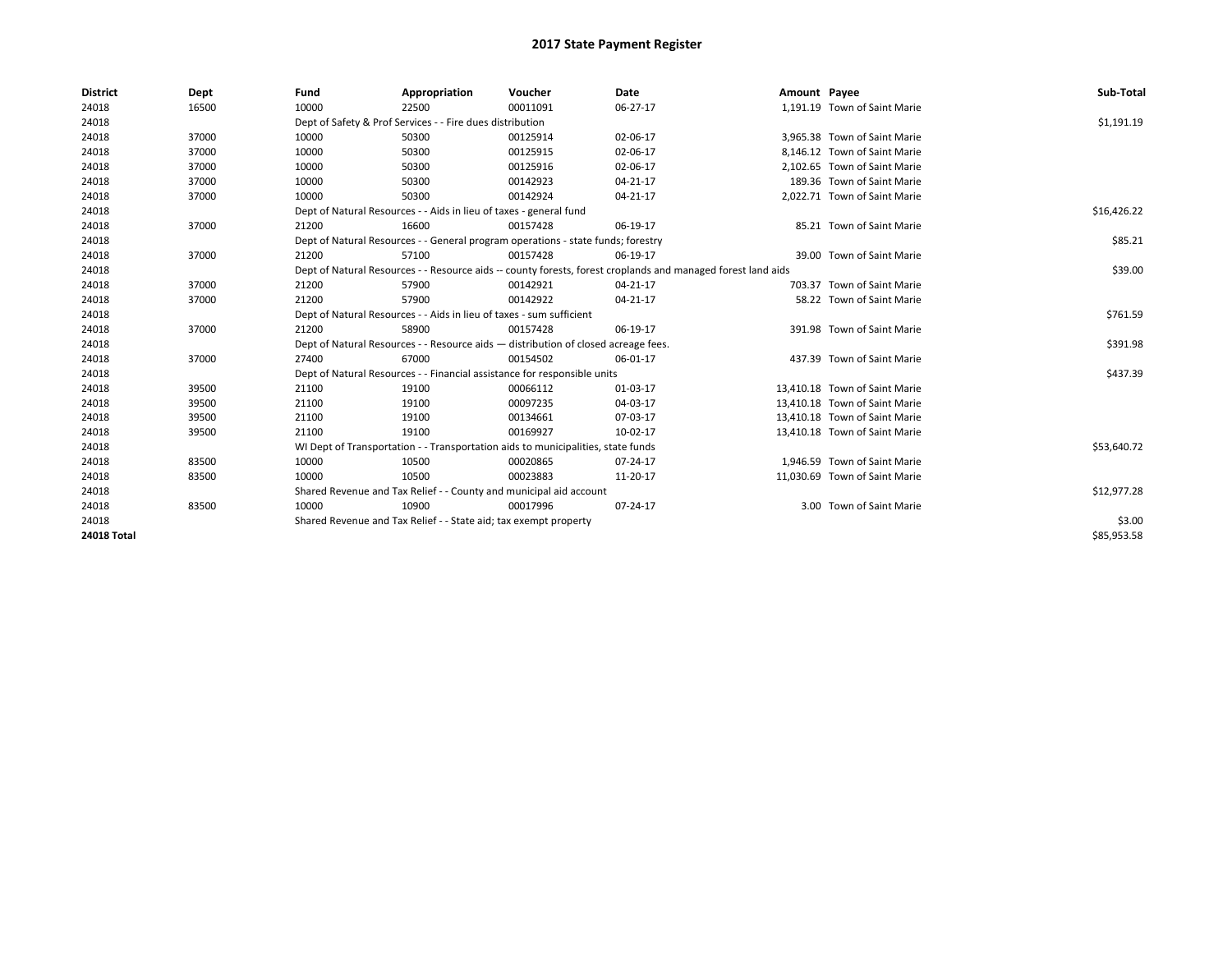# 2017 State Payment Register

| District | Dept | Fund | Appropriation | Voucher | Date | Amount | Payee | Sub-Total |
|---|---|---|---|---|---|---|---|---|
| 24018 | 16500 | 10000 | 22500 | 00011091 | 06-27-17 | 1,191.19 | Town of Saint Marie | |
| 24018 | | Dept of Safety & Prof Services - - Fire dues distribution | | | | | | $1,191.19 |
| 24018 | 37000 | 10000 | 50300 | 00125914 | 02-06-17 | 3,965.38 | Town of Saint Marie | |
| 24018 | 37000 | 10000 | 50300 | 00125915 | 02-06-17 | 8,146.12 | Town of Saint Marie | |
| 24018 | 37000 | 10000 | 50300 | 00125916 | 02-06-17 | 2,102.65 | Town of Saint Marie | |
| 24018 | 37000 | 10000 | 50300 | 00142923 | 04-21-17 | 189.36 | Town of Saint Marie | |
| 24018 | 37000 | 10000 | 50300 | 00142924 | 04-21-17 | 2,022.71 | Town of Saint Marie | |
| 24018 | | Dept of Natural Resources - - Aids in lieu of taxes - general fund | | | | | | $16,426.22 |
| 24018 | 37000 | 21200 | 16600 | 00157428 | 06-19-17 | 85.21 | Town of Saint Marie | |
| 24018 | | Dept of Natural Resources - - General program operations - state funds; forestry | | | | | | $85.21 |
| 24018 | 37000 | 21200 | 57100 | 00157428 | 06-19-17 | 39.00 | Town of Saint Marie | |
| 24018 | | Dept of Natural Resources - - Resource aids -- county forests, forest croplands and managed forest land aids | | | | | | $39.00 |
| 24018 | 37000 | 21200 | 57900 | 00142921 | 04-21-17 | 703.37 | Town of Saint Marie | |
| 24018 | 37000 | 21200 | 57900 | 00142922 | 04-21-17 | 58.22 | Town of Saint Marie | |
| 24018 | | Dept of Natural Resources - - Aids in lieu of taxes - sum sufficient | | | | | | $761.59 |
| 24018 | 37000 | 21200 | 58900 | 00157428 | 06-19-17 | 391.98 | Town of Saint Marie | |
| 24018 | | Dept of Natural Resources - - Resource aids — distribution of closed acreage fees. | | | | | | $391.98 |
| 24018 | 37000 | 27400 | 67000 | 00154502 | 06-01-17 | 437.39 | Town of Saint Marie | |
| 24018 | | Dept of Natural Resources - - Financial assistance for responsible units | | | | | | $437.39 |
| 24018 | 39500 | 21100 | 19100 | 00066112 | 01-03-17 | 13,410.18 | Town of Saint Marie | |
| 24018 | 39500 | 21100 | 19100 | 00097235 | 04-03-17 | 13,410.18 | Town of Saint Marie | |
| 24018 | 39500 | 21100 | 19100 | 00134661 | 07-03-17 | 13,410.18 | Town of Saint Marie | |
| 24018 | 39500 | 21100 | 19100 | 00169927 | 10-02-17 | 13,410.18 | Town of Saint Marie | |
| 24018 | | WI Dept of Transportation - - Transportation aids to municipalities, state funds | | | | | | $53,640.72 |
| 24018 | 83500 | 10000 | 10500 | 00020865 | 07-24-17 | 1,946.59 | Town of Saint Marie | |
| 24018 | 83500 | 10000 | 10500 | 00023883 | 11-20-17 | 11,030.69 | Town of Saint Marie | |
| 24018 | | Shared Revenue and Tax Relief - - County and municipal aid account | | | | | | $12,977.28 |
| 24018 | 83500 | 10000 | 10900 | 00017996 | 07-24-17 | 3.00 | Town of Saint Marie | |
| 24018 | | Shared Revenue and Tax Relief - - State aid; tax exempt property | | | | | | $3.00 |
| **24018 Total** | | | | | | | | $85,953.58 |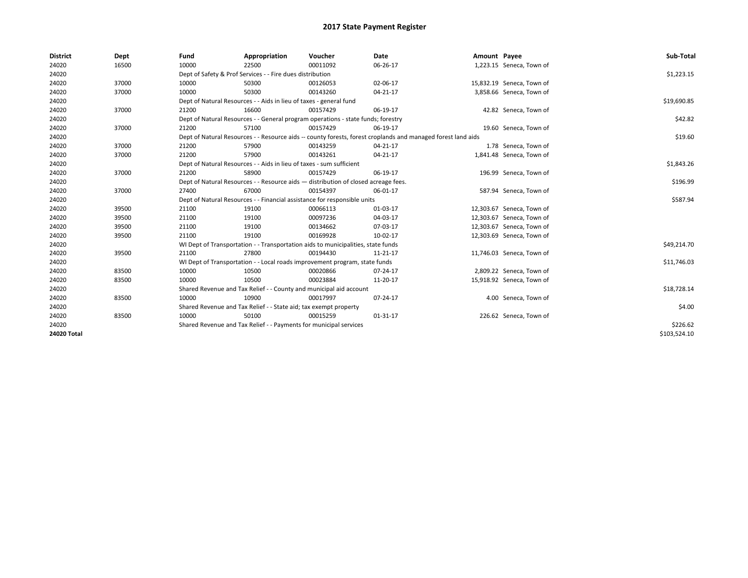# 2017 State Payment Register

| District | Dept | Fund | Appropriation | Voucher | Date | Amount | Payee | Sub-Total |
|---|---|---|---|---|---|---|---|---|
| 24020 | 16500 | 10000 | 22500 | 00011092 | 06-26-17 | 1,223.15 | Seneca, Town of | |
| 24020 | | Dept of Safety & Prof Services - - Fire dues distribution | | | | | | $1,223.15 |
| 24020 | 37000 | 10000 | 50300 | 00126053 | 02-06-17 | 15,832.19 | Seneca, Town of | |
| 24020 | 37000 | 10000 | 50300 | 00143260 | 04-21-17 | 3,858.66 | Seneca, Town of | |
| 24020 | | Dept of Natural Resources - - Aids in lieu of taxes - general fund | | | | | | $19,690.85 |
| 24020 | 37000 | 21200 | 16600 | 00157429 | 06-19-17 | 42.82 | Seneca, Town of | |
| 24020 | | Dept of Natural Resources - - General program operations - state funds; forestry | | | | | | $42.82 |
| 24020 | 37000 | 21200 | 57100 | 00157429 | 06-19-17 | 19.60 | Seneca, Town of | |
| 24020 | | Dept of Natural Resources - - Resource aids -- county forests, forest croplands and managed forest land aids | | | | | | $19.60 |
| 24020 | 37000 | 21200 | 57900 | 00143259 | 04-21-17 | 1.78 | Seneca, Town of | |
| 24020 | 37000 | 21200 | 57900 | 00143261 | 04-21-17 | 1,841.48 | Seneca, Town of | |
| 24020 | | Dept of Natural Resources - - Aids in lieu of taxes - sum sufficient | | | | | | $1,843.26 |
| 24020 | 37000 | 21200 | 58900 | 00157429 | 06-19-17 | 196.99 | Seneca, Town of | |
| 24020 | | Dept of Natural Resources - - Resource aids — distribution of closed acreage fees. | | | | | | $196.99 |
| 24020 | 37000 | 27400 | 67000 | 00154397 | 06-01-17 | 587.94 | Seneca, Town of | |
| 24020 | | Dept of Natural Resources - - Financial assistance for responsible units | | | | | | $587.94 |
| 24020 | 39500 | 21100 | 19100 | 00066113 | 01-03-17 | 12,303.67 | Seneca, Town of | |
| 24020 | 39500 | 21100 | 19100 | 00097236 | 04-03-17 | 12,303.67 | Seneca, Town of | |
| 24020 | 39500 | 21100 | 19100 | 00134662 | 07-03-17 | 12,303.67 | Seneca, Town of | |
| 24020 | 39500 | 21100 | 19100 | 00169928 | 10-02-17 | 12,303.69 | Seneca, Town of | |
| 24020 | | WI Dept of Transportation - - Transportation aids to municipalities, state funds | | | | | | $49,214.70 |
| 24020 | 39500 | 21100 | 27800 | 00194430 | 11-21-17 | 11,746.03 | Seneca, Town of | |
| 24020 | | WI Dept of Transportation - - Local roads improvement program, state funds | | | | | | $11,746.03 |
| 24020 | 83500 | 10000 | 10500 | 00020866 | 07-24-17 | 2,809.22 | Seneca, Town of | |
| 24020 | 83500 | 10000 | 10500 | 00023884 | 11-20-17 | 15,918.92 | Seneca, Town of | |
| 24020 | | Shared Revenue and Tax Relief - - County and municipal aid account | | | | | | $18,728.14 |
| 24020 | 83500 | 10000 | 10900 | 00017997 | 07-24-17 | 4.00 | Seneca, Town of | |
| 24020 | | Shared Revenue and Tax Relief - - State aid; tax exempt property | | | | | | $4.00 |
| 24020 | 83500 | 10000 | 50100 | 00015259 | 01-31-17 | 226.62 | Seneca, Town of | |
| 24020 | | Shared Revenue and Tax Relief - - Payments for municipal services | | | | | | $226.62 |
| **24020 Total** | | | | | | | | $103,524.10 |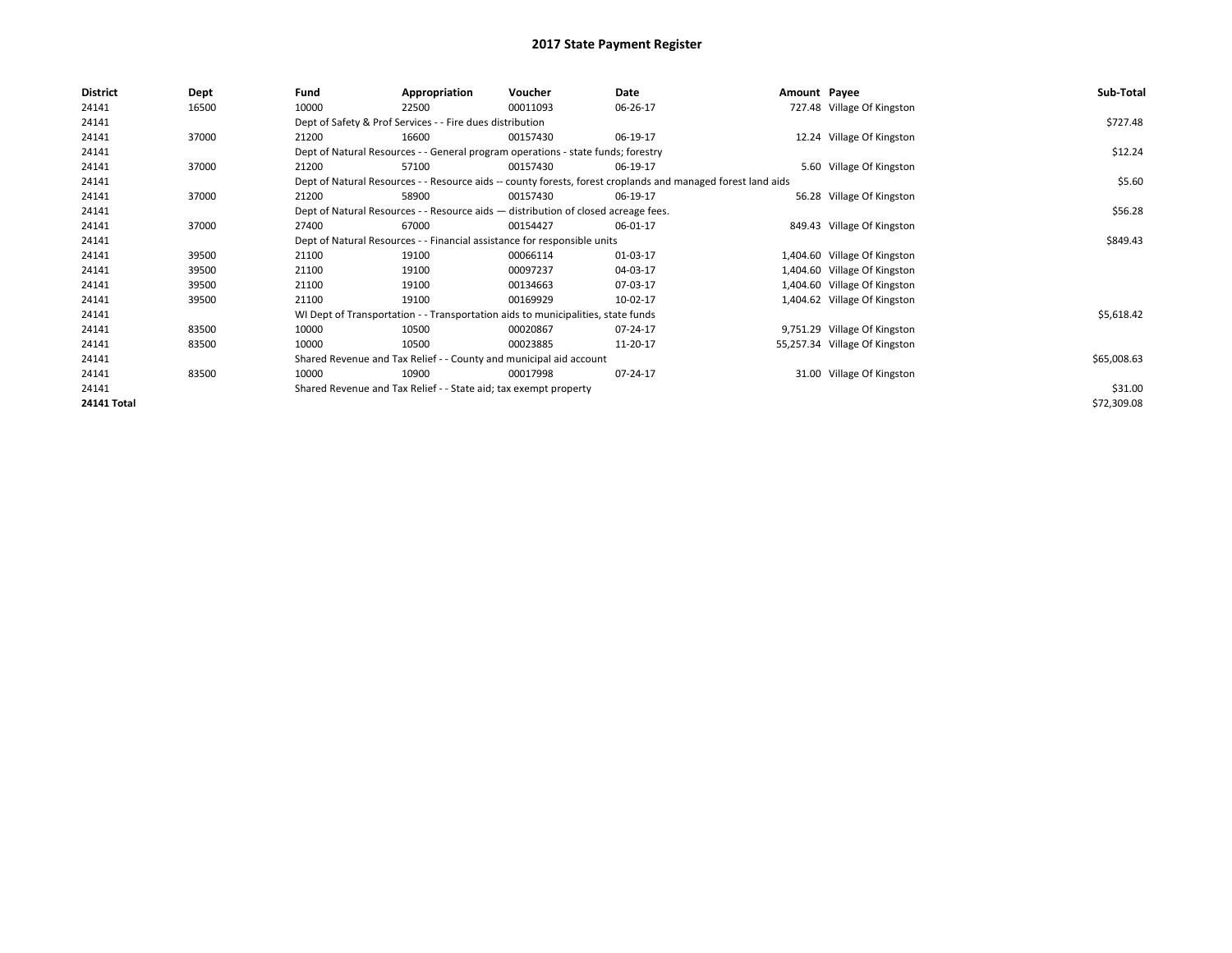# 2017 State Payment Register

| District | Dept | Fund | Appropriation | Voucher | Date | Amount | Payee | Sub-Total |
| --- | --- | --- | --- | --- | --- | --- | --- | --- |
| 24141 | 16500 | 10000 | 22500 | 00011093 | 06-26-17 | 727.48 | Village Of Kingston | |
| 24141 | | Dept of Safety & Prof Services - - Fire dues distribution | | | | | | $727.48 |
| 24141 | 37000 | 21200 | 16600 | 00157430 | 06-19-17 | 12.24 | Village Of Kingston | |
| 24141 | | Dept of Natural Resources - - General program operations - state funds; forestry | | | | | | $12.24 |
| 24141 | 37000 | 21200 | 57100 | 00157430 | 06-19-17 | 5.60 | Village Of Kingston | |
| 24141 | | Dept of Natural Resources - - Resource aids -- county forests, forest croplands and managed forest land aids | | | | | | $5.60 |
| 24141 | 37000 | 21200 | 58900 | 00157430 | 06-19-17 | 56.28 | Village Of Kingston | |
| 24141 | | Dept of Natural Resources - - Resource aids — distribution of closed acreage fees. | | | | | | $56.28 |
| 24141 | 37000 | 27400 | 67000 | 00154427 | 06-01-17 | 849.43 | Village Of Kingston | |
| 24141 | | Dept of Natural Resources - - Financial assistance for responsible units | | | | | | $849.43 |
| 24141 | 39500 | 21100 | 19100 | 00066114 | 01-03-17 | 1,404.60 | Village Of Kingston | |
| 24141 | 39500 | 21100 | 19100 | 00097237 | 04-03-17 | 1,404.60 | Village Of Kingston | |
| 24141 | 39500 | 21100 | 19100 | 00134663 | 07-03-17 | 1,404.60 | Village Of Kingston | |
| 24141 | 39500 | 21100 | 19100 | 00169929 | 10-02-17 | 1,404.62 | Village Of Kingston | |
| 24141 | | WI Dept of Transportation - - Transportation aids to municipalities, state funds | | | | | | $5,618.42 |
| 24141 | 83500 | 10000 | 10500 | 00020867 | 07-24-17 | 9,751.29 | Village Of Kingston | |
| 24141 | 83500 | 10000 | 10500 | 00023885 | 11-20-17 | 55,257.34 | Village Of Kingston | |
| 24141 | | Shared Revenue and Tax Relief - - County and municipal aid account | | | | | | $65,008.63 |
| 24141 | 83500 | 10000 | 10900 | 00017998 | 07-24-17 | 31.00 | Village Of Kingston | |
| 24141 | | Shared Revenue and Tax Relief - - State aid; tax exempt property | | | | | | $31.00 |
| **24141 Total** | | | | | | | | $72,309.08 |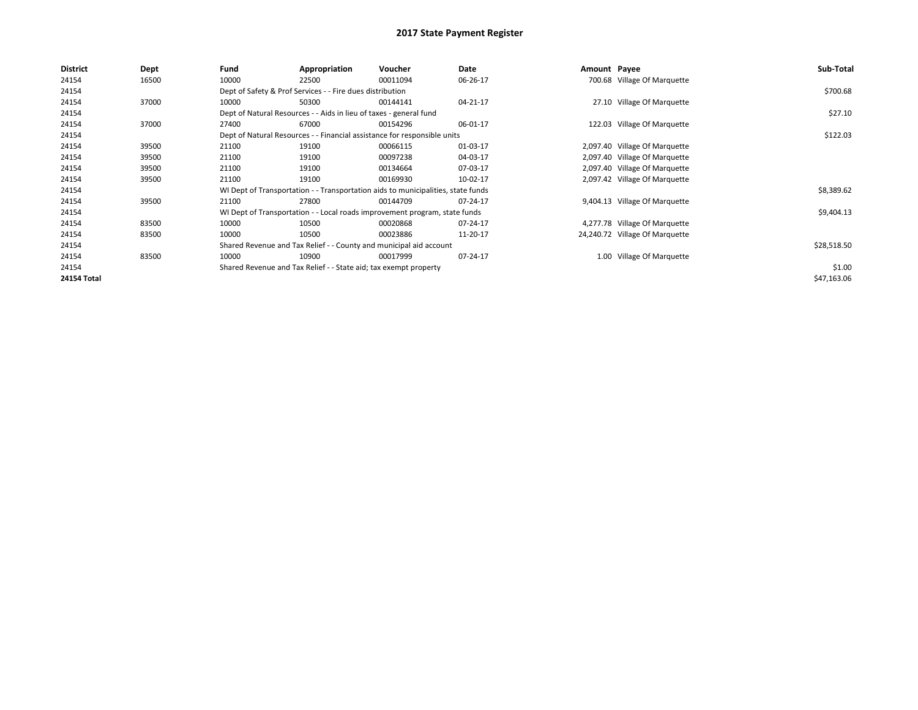# 2017 State Payment Register

| District | Dept | Fund | Appropriation | Voucher | Date | Amount | Payee | Sub-Total |
|---|---|---|---|---|---|---|---|---|
| 24154 | 16500 | 10000 | 22500 | 00011094 | 06-26-17 | 700.68 | Village Of Marquette | |
| 24154 | | Dept of Safety & Prof Services - - Fire dues distribution | | | | | | $700.68 |
| 24154 | 37000 | 10000 | 50300 | 00144141 | 04-21-17 | 27.10 | Village Of Marquette | |
| 24154 | | Dept of Natural Resources - - Aids in lieu of taxes - general fund | | | | | | $27.10 |
| 24154 | 37000 | 27400 | 67000 | 00154296 | 06-01-17 | 122.03 | Village Of Marquette | |
| 24154 | | Dept of Natural Resources - - Financial assistance for responsible units | | | | | | $122.03 |
| 24154 | 39500 | 21100 | 19100 | 00066115 | 01-03-17 | 2,097.40 | Village Of Marquette | |
| 24154 | 39500 | 21100 | 19100 | 00097238 | 04-03-17 | 2,097.40 | Village Of Marquette | |
| 24154 | 39500 | 21100 | 19100 | 00134664 | 07-03-17 | 2,097.40 | Village Of Marquette | |
| 24154 | 39500 | 21100 | 19100 | 00169930 | 10-02-17 | 2,097.42 | Village Of Marquette | |
| 24154 | | WI Dept of Transportation - - Transportation aids to municipalities, state funds | | | | | | $8,389.62 |
| 24154 | 39500 | 21100 | 27800 | 00144709 | 07-24-17 | 9,404.13 | Village Of Marquette | |
| 24154 | | WI Dept of Transportation - - Local roads improvement program, state funds | | | | | | $9,404.13 |
| 24154 | 83500 | 10000 | 10500 | 00020868 | 07-24-17 | 4,277.78 | Village Of Marquette | |
| 24154 | 83500 | 10000 | 10500 | 00023886 | 11-20-17 | 24,240.72 | Village Of Marquette | |
| 24154 | | Shared Revenue and Tax Relief - - County and municipal aid account | | | | | | $28,518.50 |
| 24154 | 83500 | 10000 | 10900 | 00017999 | 07-24-17 | 1.00 | Village Of Marquette | |
| 24154 | | Shared Revenue and Tax Relief - - State aid; tax exempt property | | | | | | $1.00 |
| **24154 Total** | | | | | | | | $47,163.06 |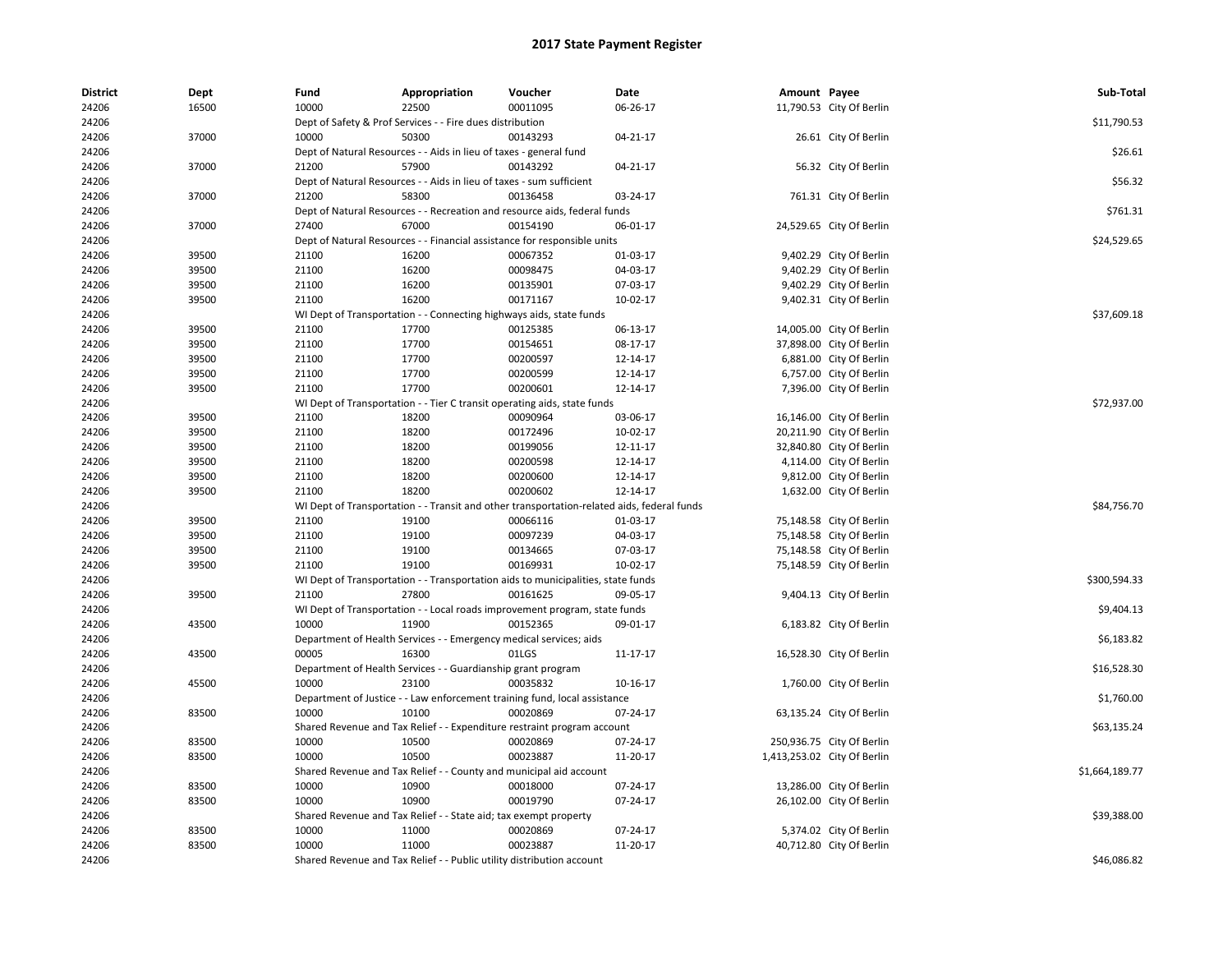# 2017 State Payment Register

| District | Dept | Fund | Appropriation | Voucher | Date | Amount | Payee | Sub-Total |
|---|---|---|---|---|---|---|---|---|
| 24206 | 16500 | 10000 | 22500 | 00011095 | 06-26-17 | 11,790.53 | City Of Berlin | |
| 24206 | | Dept of Safety & Prof Services - - Fire dues distribution | | | | | | $11,790.53 |
| 24206 | 37000 | 10000 | 50300 | 00143293 | 04-21-17 | 26.61 | City Of Berlin | |
| 24206 | | Dept of Natural Resources - - Aids in lieu of taxes - general fund | | | | | | $26.61 |
| 24206 | 37000 | 21200 | 57900 | 00143292 | 04-21-17 | 56.32 | City Of Berlin | |
| 24206 | | Dept of Natural Resources - - Aids in lieu of taxes - sum sufficient | | | | | | $56.32 |
| 24206 | 37000 | 21200 | 58300 | 00136458 | 03-24-17 | 761.31 | City Of Berlin | |
| 24206 | | Dept of Natural Resources - - Recreation and resource aids, federal funds | | | | | | $761.31 |
| 24206 | 37000 | 27400 | 67000 | 00154190 | 06-01-17 | 24,529.65 | City Of Berlin | |
| 24206 | | Dept of Natural Resources - - Financial assistance for responsible units | | | | | | $24,529.65 |
| 24206 | 39500 | 21100 | 16200 | 00067352 | 01-03-17 | 9,402.29 | City Of Berlin | |
| 24206 | 39500 | 21100 | 16200 | 00098475 | 04-03-17 | 9,402.29 | City Of Berlin | |
| 24206 | 39500 | 21100 | 16200 | 00135901 | 07-03-17 | 9,402.29 | City Of Berlin | |
| 24206 | 39500 | 21100 | 16200 | 00171167 | 10-02-17 | 9,402.31 | City Of Berlin | |
| 24206 | | WI Dept of Transportation - - Connecting highways aids, state funds | | | | | | $37,609.18 |
| 24206 | 39500 | 21100 | 17700 | 00125385 | 06-13-17 | 14,005.00 | City Of Berlin | |
| 24206 | 39500 | 21100 | 17700 | 00154651 | 08-17-17 | 37,898.00 | City Of Berlin | |
| 24206 | 39500 | 21100 | 17700 | 00200597 | 12-14-17 | 6,881.00 | City Of Berlin | |
| 24206 | 39500 | 21100 | 17700 | 00200599 | 12-14-17 | 6,757.00 | City Of Berlin | |
| 24206 | 39500 | 21100 | 17700 | 00200601 | 12-14-17 | 7,396.00 | City Of Berlin | |
| 24206 | | WI Dept of Transportation - - Tier C transit operating aids, state funds | | | | | | $72,937.00 |
| 24206 | 39500 | 21100 | 18200 | 00090964 | 03-06-17 | 16,146.00 | City Of Berlin | |
| 24206 | 39500 | 21100 | 18200 | 00172496 | 10-02-17 | 20,211.90 | City Of Berlin | |
| 24206 | 39500 | 21100 | 18200 | 00199056 | 12-11-17 | 32,840.80 | City Of Berlin | |
| 24206 | 39500 | 21100 | 18200 | 00200598 | 12-14-17 | 4,114.00 | City Of Berlin | |
| 24206 | 39500 | 21100 | 18200 | 00200600 | 12-14-17 | 9,812.00 | City Of Berlin | |
| 24206 | 39500 | 21100 | 18200 | 00200602 | 12-14-17 | 1,632.00 | City Of Berlin | |
| 24206 | | WI Dept of Transportation - - Transit and other transportation-related aids, federal funds | | | | | | $84,756.70 |
| 24206 | 39500 | 21100 | 19100 | 00066116 | 01-03-17 | 75,148.58 | City Of Berlin | |
| 24206 | 39500 | 21100 | 19100 | 00097239 | 04-03-17 | 75,148.58 | City Of Berlin | |
| 24206 | 39500 | 21100 | 19100 | 00134665 | 07-03-17 | 75,148.58 | City Of Berlin | |
| 24206 | 39500 | 21100 | 19100 | 00169931 | 10-02-17 | 75,148.59 | City Of Berlin | |
| 24206 | | WI Dept of Transportation - - Transportation aids to municipalities, state funds | | | | | | $300,594.33 |
| 24206 | 39500 | 21100 | 27800 | 00161625 | 09-05-17 | 9,404.13 | City Of Berlin | |
| 24206 | | WI Dept of Transportation - - Local roads improvement program, state funds | | | | | | $9,404.13 |
| 24206 | 43500 | 10000 | 11900 | 00152365 | 09-01-17 | 6,183.82 | City Of Berlin | |
| 24206 | | Department of Health Services - - Emergency medical services; aids | | | | | | $6,183.82 |
| 24206 | 43500 | 00005 | 16300 | 01LGS | 11-17-17 | 16,528.30 | City Of Berlin | |
| 24206 | | Department of Health Services - - Guardianship grant program | | | | | | $16,528.30 |
| 24206 | 45500 | 10000 | 23100 | 00035832 | 10-16-17 | 1,760.00 | City Of Berlin | |
| 24206 | | Department of Justice - - Law enforcement training fund, local assistance | | | | | | $1,760.00 |
| 24206 | 83500 | 10000 | 10100 | 00020869 | 07-24-17 | 63,135.24 | City Of Berlin | |
| 24206 | | Shared Revenue and Tax Relief - - Expenditure restraint program account | | | | | | $63,135.24 |
| 24206 | 83500 | 10000 | 10500 | 00020869 | 07-24-17 | 250,936.75 | City Of Berlin | |
| 24206 | 83500 | 10000 | 10500 | 00023887 | 11-20-17 | 1,413,253.02 | City Of Berlin | |
| 24206 | | Shared Revenue and Tax Relief - - County and municipal aid account | | | | | | $1,664,189.77 |
| 24206 | 83500 | 10000 | 10900 | 00018000 | 07-24-17 | 13,286.00 | City Of Berlin | |
| 24206 | 83500 | 10000 | 10900 | 00019790 | 07-24-17 | 26,102.00 | City Of Berlin | |
| 24206 | | Shared Revenue and Tax Relief - - State aid; tax exempt property | | | | | | $39,388.00 |
| 24206 | 83500 | 10000 | 11000 | 00020869 | 07-24-17 | 5,374.02 | City Of Berlin | |
| 24206 | 83500 | 10000 | 11000 | 00023887 | 11-20-17 | 40,712.80 | City Of Berlin | |
| 24206 | | Shared Revenue and Tax Relief - - Public utility distribution account | | | | | | $46,086.82 |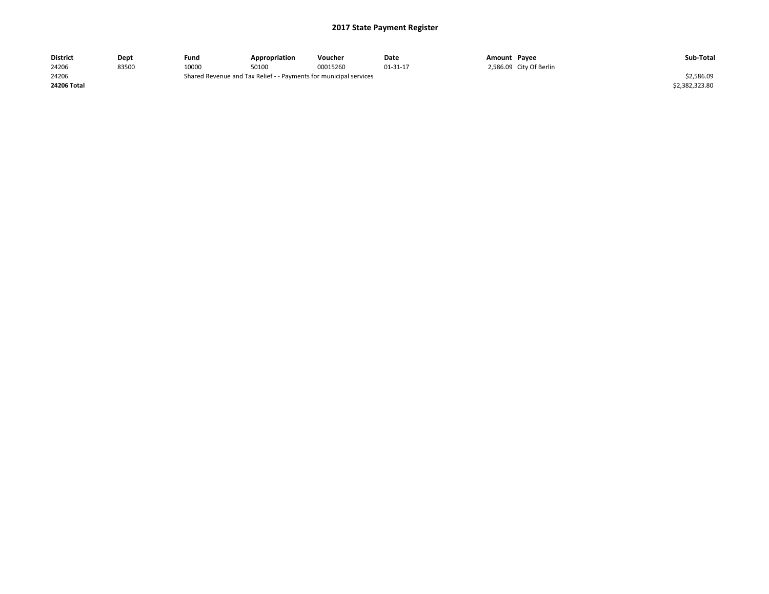## 2017 State Payment Register

| District | Dept | Fund | Appropriation | Voucher | Date | Amount | Payee | Sub-Total |
|---|---|---|---|---|---|---|---|---|
| 24206 | 83500 | 10000 | 50100 | 00015260 | 01-31-17 | 2,586.09 | City Of Berlin | |
| 24206 | | Shared Revenue and Tax Relief - - Payments for municipal services | | | | | | $2,586.09 |
| **24206 Total** | | | | | | | | $2,382,323.80 |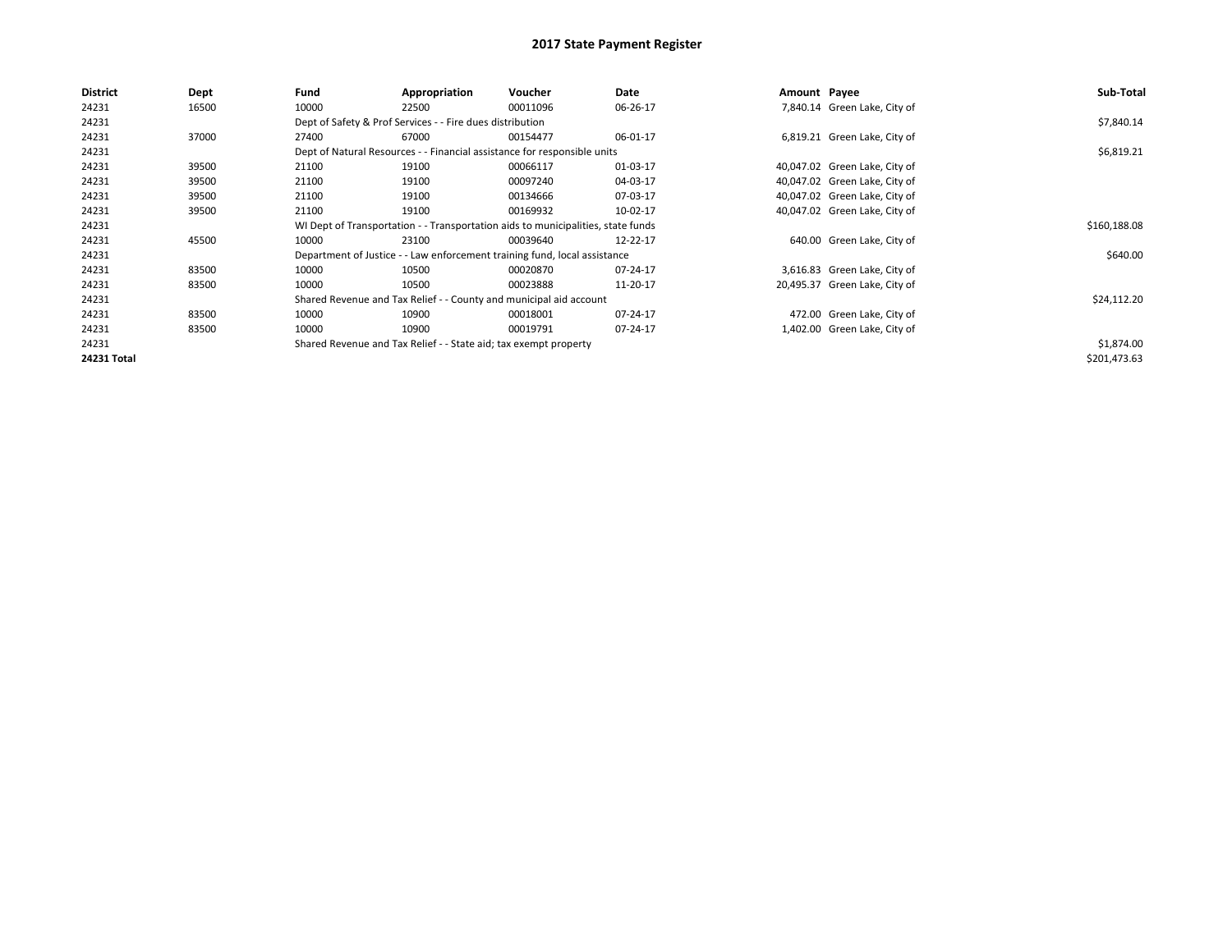# 2017 State Payment Register

| District | Dept | Fund | Appropriation | Voucher | Date | Amount | Payee | Sub-Total |
|---|---|---|---|---|---|---|---|---|
| 24231 | 16500 | 10000 | 22500 | 00011096 | 06-26-17 | 7,840.14 | Green Lake, City of | |
| 24231 | | Dept of Safety & Prof Services - - Fire dues distribution | | | | | | $7,840.14 |
| 24231 | 37000 | 27400 | 67000 | 00154477 | 06-01-17 | 6,819.21 | Green Lake, City of | |
| 24231 | | Dept of Natural Resources - - Financial assistance for responsible units | | | | | | $6,819.21 |
| 24231 | 39500 | 21100 | 19100 | 00066117 | 01-03-17 | 40,047.02 | Green Lake, City of | |
| 24231 | 39500 | 21100 | 19100 | 00097240 | 04-03-17 | 40,047.02 | Green Lake, City of | |
| 24231 | 39500 | 21100 | 19100 | 00134666 | 07-03-17 | 40,047.02 | Green Lake, City of | |
| 24231 | 39500 | 21100 | 19100 | 00169932 | 10-02-17 | 40,047.02 | Green Lake, City of | |
| 24231 | | WI Dept of Transportation - - Transportation aids to municipalities, state funds | | | | | | $160,188.08 |
| 24231 | 45500 | 10000 | 23100 | 00039640 | 12-22-17 | 640.00 | Green Lake, City of | |
| 24231 | | Department of Justice - - Law enforcement training fund, local assistance | | | | | | $640.00 |
| 24231 | 83500 | 10000 | 10500 | 00020870 | 07-24-17 | 3,616.83 | Green Lake, City of | |
| 24231 | 83500 | 10000 | 10500 | 00023888 | 11-20-17 | 20,495.37 | Green Lake, City of | |
| 24231 | | Shared Revenue and Tax Relief - - County and municipal aid account | | | | | | $24,112.20 |
| 24231 | 83500 | 10000 | 10900 | 00018001 | 07-24-17 | 472.00 | Green Lake, City of | |
| 24231 | 83500 | 10000 | 10900 | 00019791 | 07-24-17 | 1,402.00 | Green Lake, City of | |
| 24231 | | Shared Revenue and Tax Relief - - State aid; tax exempt property | | | | | | $1,874.00 |
| **24231 Total** | | | | | | | | $201,473.63 |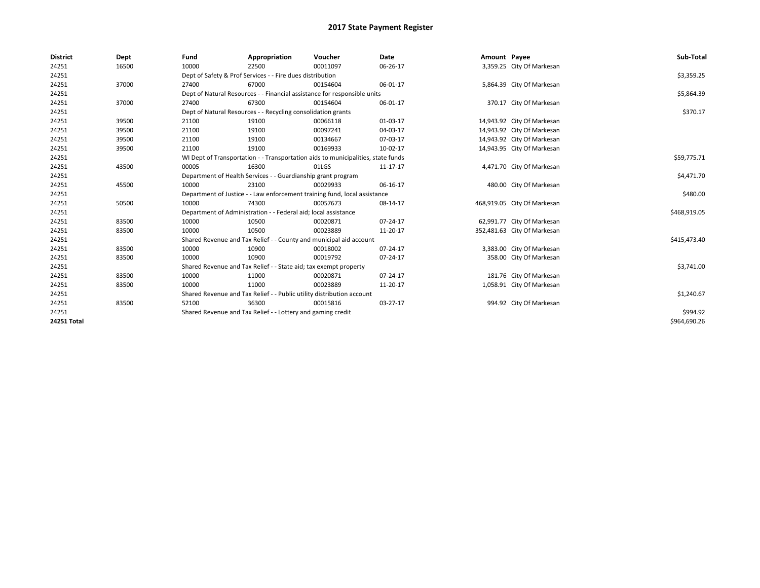# 2017 State Payment Register

| District | Dept | Fund | Appropriation | Voucher | Date | Amount | Payee | Sub-Total |
|---|---|---|---|---|---|---|---|---|
| 24251 | 16500 | 10000 | 22500 | 00011097 | 06-26-17 | 3,359.25 | City Of Markesan | |
| 24251 | | Dept of Safety & Prof Services - - Fire dues distribution | | | | | | $3,359.25 |
| 24251 | 37000 | 27400 | 67000 | 00154604 | 06-01-17 | 5,864.39 | City Of Markesan | |
| 24251 | | Dept of Natural Resources - - Financial assistance for responsible units | | | | | | $5,864.39 |
| 24251 | 37000 | 27400 | 67300 | 00154604 | 06-01-17 | 370.17 | City Of Markesan | |
| 24251 | | Dept of Natural Resources - - Recycling consolidation grants | | | | | | $370.17 |
| 24251 | 39500 | 21100 | 19100 | 00066118 | 01-03-17 | 14,943.92 | City Of Markesan | |
| 24251 | 39500 | 21100 | 19100 | 00097241 | 04-03-17 | 14,943.92 | City Of Markesan | |
| 24251 | 39500 | 21100 | 19100 | 00134667 | 07-03-17 | 14,943.92 | City Of Markesan | |
| 24251 | 39500 | 21100 | 19100 | 00169933 | 10-02-17 | 14,943.95 | City Of Markesan | |
| 24251 | | WI Dept of Transportation - - Transportation aids to municipalities, state funds | | | | | | $59,775.71 |
| 24251 | 43500 | 00005 | 16300 | 01LGS | 11-17-17 | 4,471.70 | City Of Markesan | |
| 24251 | | Department of Health Services - - Guardianship grant program | | | | | | $4,471.70 |
| 24251 | 45500 | 10000 | 23100 | 00029933 | 06-16-17 | 480.00 | City Of Markesan | |
| 24251 | | Department of Justice - - Law enforcement training fund, local assistance | | | | | | $480.00 |
| 24251 | 50500 | 10000 | 74300 | 00057673 | 08-14-17 | 468,919.05 | City Of Markesan | |
| 24251 | | Department of Administration - - Federal aid; local assistance | | | | | | $468,919.05 |
| 24251 | 83500 | 10000 | 10500 | 00020871 | 07-24-17 | 62,991.77 | City Of Markesan | |
| 24251 | 83500 | 10000 | 10500 | 00023889 | 11-20-17 | 352,481.63 | City Of Markesan | |
| 24251 | | Shared Revenue and Tax Relief - - County and municipal aid account | | | | | | $415,473.40 |
| 24251 | 83500 | 10000 | 10900 | 00018002 | 07-24-17 | 3,383.00 | City Of Markesan | |
| 24251 | 83500 | 10000 | 10900 | 00019792 | 07-24-17 | 358.00 | City Of Markesan | |
| 24251 | | Shared Revenue and Tax Relief - - State aid; tax exempt property | | | | | | $3,741.00 |
| 24251 | 83500 | 10000 | 11000 | 00020871 | 07-24-17 | 181.76 | City Of Markesan | |
| 24251 | 83500 | 10000 | 11000 | 00023889 | 11-20-17 | 1,058.91 | City Of Markesan | |
| 24251 | | Shared Revenue and Tax Relief - - Public utility distribution account | | | | | | $1,240.67 |
| 24251 | 83500 | 52100 | 36300 | 00015816 | 03-27-17 | 994.92 | City Of Markesan | |
| 24251 | | Shared Revenue and Tax Relief - - Lottery and gaming credit | | | | | | $994.92 |
| **24251 Total** | | | | | | | | $964,690.26 |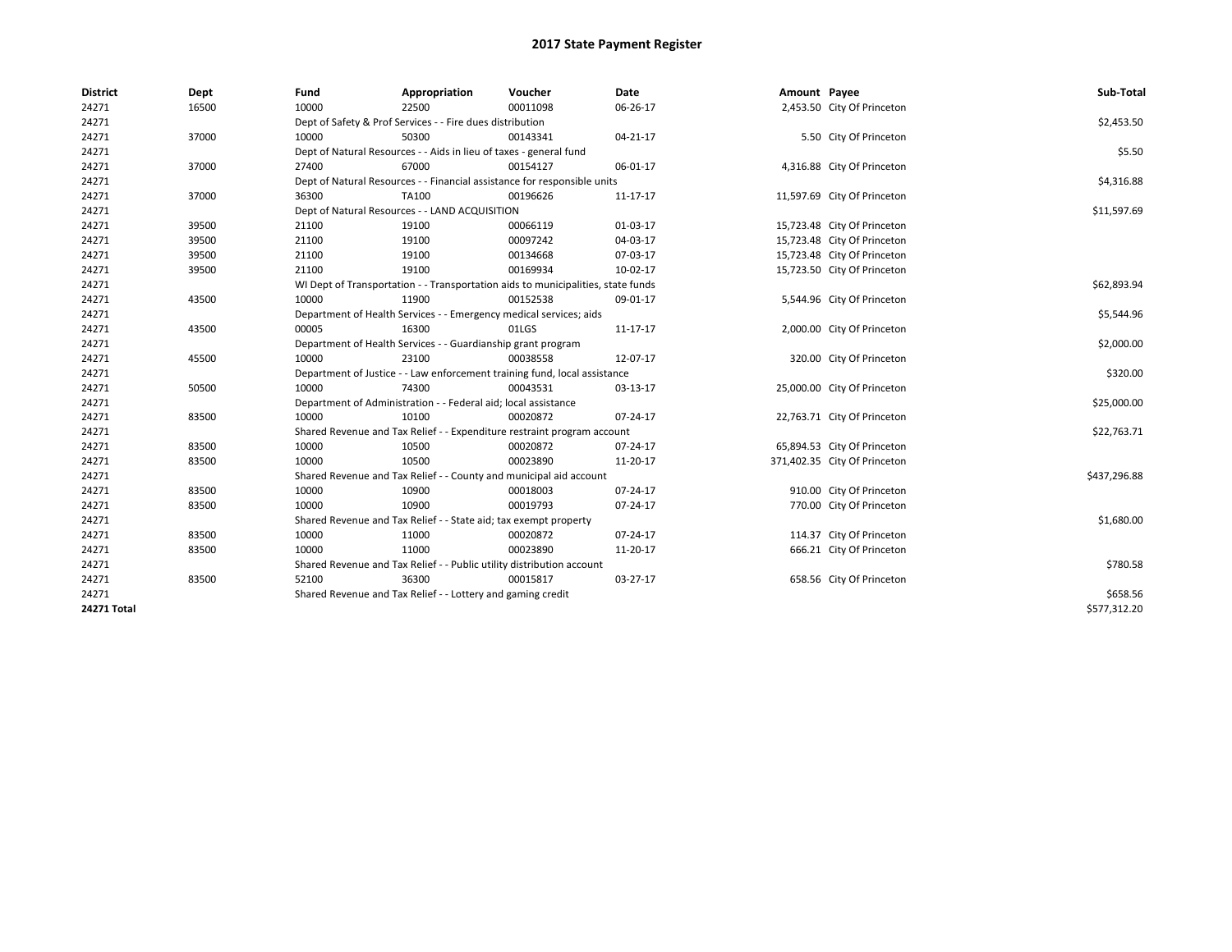# 2017 State Payment Register

| District | Dept | Fund | Appropriation | Voucher | Date | Amount | Payee | Sub-Total |
|---|---|---|---|---|---|---|---|---|
| 24271 | 16500 | 10000 | 22500 | 00011098 | 06-26-17 | 2,453.50 | City Of Princeton | |
| 24271 | | Dept of Safety & Prof Services - - Fire dues distribution | | | | | | $2,453.50 |
| 24271 | 37000 | 10000 | 50300 | 00143341 | 04-21-17 | 5.50 | City Of Princeton | |
| 24271 | | Dept of Natural Resources - - Aids in lieu of taxes - general fund | | | | | | $5.50 |
| 24271 | 37000 | 27400 | 67000 | 00154127 | 06-01-17 | 4,316.88 | City Of Princeton | |
| 24271 | | Dept of Natural Resources - - Financial assistance for responsible units | | | | | | $4,316.88 |
| 24271 | 37000 | 36300 | TA100 | 00196626 | 11-17-17 | 11,597.69 | City Of Princeton | |
| 24271 | | Dept of Natural Resources - - LAND ACQUISITION | | | | | | $11,597.69 |
| 24271 | 39500 | 21100 | 19100 | 00066119 | 01-03-17 | 15,723.48 | City Of Princeton | |
| 24271 | 39500 | 21100 | 19100 | 00097242 | 04-03-17 | 15,723.48 | City Of Princeton | |
| 24271 | 39500 | 21100 | 19100 | 00134668 | 07-03-17 | 15,723.48 | City Of Princeton | |
| 24271 | 39500 | 21100 | 19100 | 00169934 | 10-02-17 | 15,723.50 | City Of Princeton | |
| 24271 | | WI Dept of Transportation - - Transportation aids to municipalities, state funds | | | | | | $62,893.94 |
| 24271 | 43500 | 10000 | 11900 | 00152538 | 09-01-17 | 5,544.96 | City Of Princeton | |
| 24271 | | Department of Health Services - - Emergency medical services; aids | | | | | | $5,544.96 |
| 24271 | 43500 | 00005 | 16300 | 01LGS | 11-17-17 | 2,000.00 | City Of Princeton | |
| 24271 | | Department of Health Services - - Guardianship grant program | | | | | | $2,000.00 |
| 24271 | 45500 | 10000 | 23100 | 00038558 | 12-07-17 | 320.00 | City Of Princeton | |
| 24271 | | Department of Justice - - Law enforcement training fund, local assistance | | | | | | $320.00 |
| 24271 | 50500 | 10000 | 74300 | 00043531 | 03-13-17 | 25,000.00 | City Of Princeton | |
| 24271 | | Department of Administration - - Federal aid; local assistance | | | | | | $25,000.00 |
| 24271 | 83500 | 10000 | 10100 | 00020872 | 07-24-17 | 22,763.71 | City Of Princeton | |
| 24271 | | Shared Revenue and Tax Relief - - Expenditure restraint program account | | | | | | $22,763.71 |
| 24271 | 83500 | 10000 | 10500 | 00020872 | 07-24-17 | 65,894.53 | City Of Princeton | |
| 24271 | 83500 | 10000 | 10500 | 00023890 | 11-20-17 | 371,402.35 | City Of Princeton | |
| 24271 | | Shared Revenue and Tax Relief - - County and municipal aid account | | | | | | $437,296.88 |
| 24271 | 83500 | 10000 | 10900 | 00018003 | 07-24-17 | 910.00 | City Of Princeton | |
| 24271 | 83500 | 10000 | 10900 | 00019793 | 07-24-17 | 770.00 | City Of Princeton | |
| 24271 | | Shared Revenue and Tax Relief - - State aid; tax exempt property | | | | | | $1,680.00 |
| 24271 | 83500 | 10000 | 11000 | 00020872 | 07-24-17 | 114.37 | City Of Princeton | |
| 24271 | 83500 | 10000 | 11000 | 00023890 | 11-20-17 | 666.21 | City Of Princeton | |
| 24271 | | Shared Revenue and Tax Relief - - Public utility distribution account | | | | | | $780.58 |
| 24271 | 83500 | 52100 | 36300 | 00015817 | 03-27-17 | 658.56 | City Of Princeton | |
| 24271 | | Shared Revenue and Tax Relief - - Lottery and gaming credit | | | | | | $658.56 |
| **24271 Total** | | | | | | | | $577,312.20 |